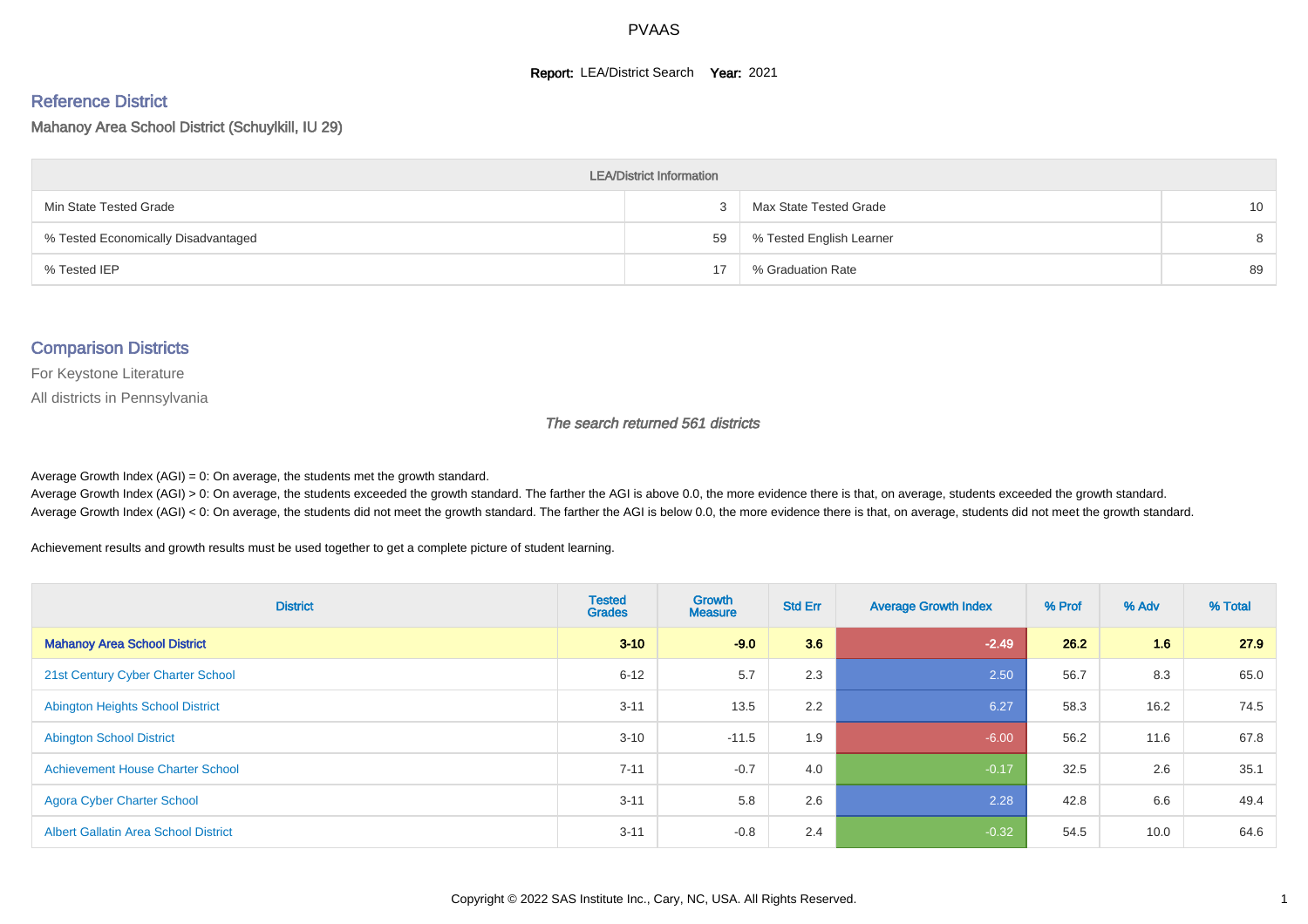PVAAS

**Report:** LEA/District Search **Year:** 2021

## Reference District

Mahanoy Area School District (Schuylkill, IU 29)

| LEA/District Information | | | |
|---|---|---|---|
| Min State Tested Grade | 3 | Max State Tested Grade | 10 |
| % Tested Economically Disadvantaged | 59 | % Tested English Learner | 8 |
| % Tested IEP | 17 | % Graduation Rate | 89 |

## Comparison Districts

For Keystone Literature

All districts in Pennsylvania

*The search returned 561 districts*

Average Growth Index (AGI) = 0: On average, the students met the growth standard.
Average Growth Index (AGI) > 0: On average, the students exceeded the growth standard. The farther the AGI is above 0.0, the more evidence there is that, on average, students exceeded the growth standard.
Average Growth Index (AGI) < 0: On average, the students did not meet the growth standard. The farther the AGI is below 0.0, the more evidence there is that, on average, students did not meet the growth standard.

Achievement results and growth results must be used together to get a complete picture of student learning.

| District | Tested Grades | Growth Measure | Std Err | Average Growth Index | % Prof | % Adv | % Total |
|---|---|---|---|---|---|---|---|
| **Mahanoy Area School District** | **3-10** | **-9.0** | **3.6** | **-2.49** | **26.2** | **1.6** | **27.9** |
| 21st Century Cyber Charter School | 6-12 | 5.7 | 2.3 | 2.50 | 56.7 | 8.3 | 65.0 |
| Abington Heights School District | 3-11 | 13.5 | 2.2 | 6.27 | 58.3 | 16.2 | 74.5 |
| Abington School District | 3-10 | -11.5 | 1.9 | -6.00 | 56.2 | 11.6 | 67.8 |
| Achievement House Charter School | 7-11 | -0.7 | 4.0 | -0.17 | 32.5 | 2.6 | 35.1 |
| Agora Cyber Charter School | 3-11 | 5.8 | 2.6 | 2.28 | 42.8 | 6.6 | 49.4 |
| Albert Gallatin Area School District | 3-11 | -0.8 | 2.4 | -0.32 | 54.5 | 10.0 | 64.6 |

Copyright © 2022 SAS Institute Inc., Cary, NC, USA. All Rights Reserved.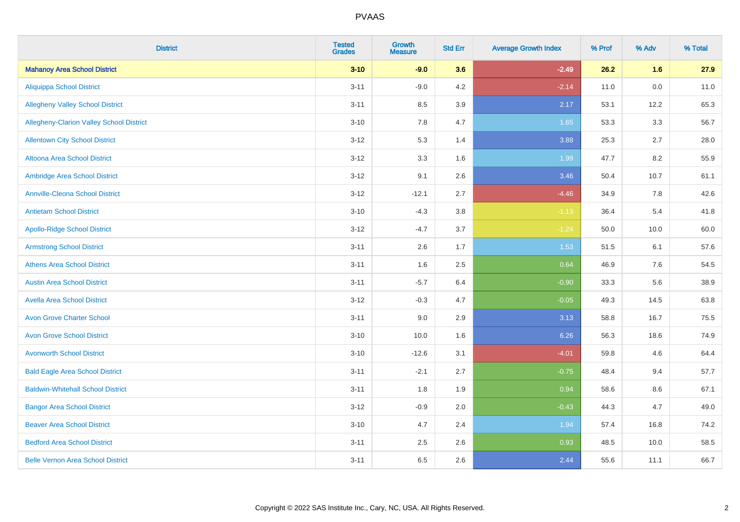# PVAAS

| District | Tested Grades | Growth Measure | Std Err | Average Growth Index | % Prof | % Adv | % Total |
|---|---|---|---|---|---|---|---|
| **Mahanoy Area School District** | **3-10** | **-9.0** | **3.6** | **-2.49** | **26.2** | **1.6** | **27.9** |
| Aliquippa School District | 3-11 | -9.0 | 4.2 | -2.14 | 11.0 | 0.0 | 11.0 |
| Allegheny Valley School District | 3-11 | 8.5 | 3.9 | 2.17 | 53.1 | 12.2 | 65.3 |
| Allegheny-Clarion Valley School District | 3-10 | 7.8 | 4.7 | 1.65 | 53.3 | 3.3 | 56.7 |
| Allentown City School District | 3-12 | 5.3 | 1.4 | 3.88 | 25.3 | 2.7 | 28.0 |
| Altoona Area School District | 3-12 | 3.3 | 1.6 | 1.99 | 47.7 | 8.2 | 55.9 |
| Ambridge Area School District | 3-12 | 9.1 | 2.6 | 3.46 | 50.4 | 10.7 | 61.1 |
| Annville-Cleona School District | 3-12 | -12.1 | 2.7 | -4.46 | 34.9 | 7.8 | 42.6 |
| Antietam School District | 3-10 | -4.3 | 3.8 | -1.13 | 36.4 | 5.4 | 41.8 |
| Apollo-Ridge School District | 3-12 | -4.7 | 3.7 | -1.24 | 50.0 | 10.0 | 60.0 |
| Armstrong School District | 3-11 | 2.6 | 1.7 | 1.53 | 51.5 | 6.1 | 57.6 |
| Athens Area School District | 3-11 | 1.6 | 2.5 | 0.64 | 46.9 | 7.6 | 54.5 |
| Austin Area School District | 3-11 | -5.7 | 6.4 | -0.90 | 33.3 | 5.6 | 38.9 |
| Avella Area School District | 3-12 | -0.3 | 4.7 | -0.05 | 49.3 | 14.5 | 63.8 |
| Avon Grove Charter School | 3-11 | 9.0 | 2.9 | 3.13 | 58.8 | 16.7 | 75.5 |
| Avon Grove School District | 3-10 | 10.0 | 1.6 | 6.26 | 56.3 | 18.6 | 74.9 |
| Avonworth School District | 3-10 | -12.6 | 3.1 | -4.01 | 59.8 | 4.6 | 64.4 |
| Bald Eagle Area School District | 3-11 | -2.1 | 2.7 | -0.75 | 48.4 | 9.4 | 57.7 |
| Baldwin-Whitehall School District | 3-11 | 1.8 | 1.9 | 0.94 | 58.6 | 8.6 | 67.1 |
| Bangor Area School District | 3-12 | -0.9 | 2.0 | -0.43 | 44.3 | 4.7 | 49.0 |
| Beaver Area School District | 3-10 | 4.7 | 2.4 | 1.94 | 57.4 | 16.8 | 74.2 |
| Bedford Area School District | 3-11 | 2.5 | 2.6 | 0.93 | 48.5 | 10.0 | 58.5 |
| Belle Vernon Area School District | 3-11 | 6.5 | 2.6 | 2.44 | 55.6 | 11.1 | 66.7 |

Copyright © 2022 SAS Institute Inc., Cary, NC, USA. All Rights Reserved.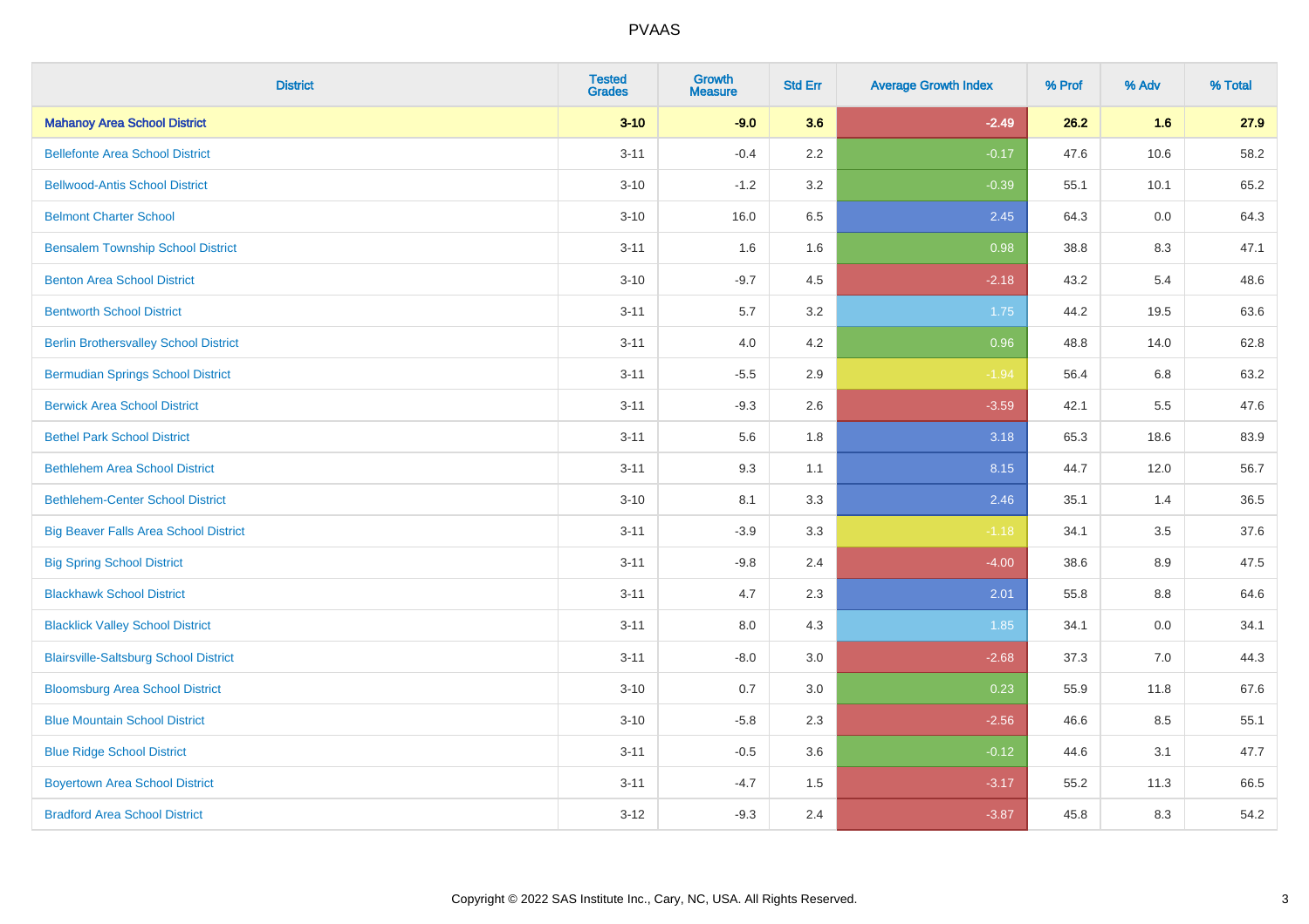| District | Tested Grades | Growth Measure | Std Err | Average Growth Index | % Prof | % Adv | % Total |
|---|---|---|---|---|---|---|---|
| **Mahanoy Area School District** | **3-10** | **-9.0** | **3.6** | **-2.49** | **26.2** | **1.6** | **27.9** |
| Bellefonte Area School District | 3-11 | -0.4 | 2.2 | -0.17 | 47.6 | 10.6 | 58.2 |
| Bellwood-Antis School District | 3-10 | -1.2 | 3.2 | -0.39 | 55.1 | 10.1 | 65.2 |
| Belmont Charter School | 3-10 | 16.0 | 6.5 | 2.45 | 64.3 | 0.0 | 64.3 |
| Bensalem Township School District | 3-11 | 1.6 | 1.6 | 0.98 | 38.8 | 8.3 | 47.1 |
| Benton Area School District | 3-10 | -9.7 | 4.5 | -2.18 | 43.2 | 5.4 | 48.6 |
| Bentworth School District | 3-11 | 5.7 | 3.2 | 1.75 | 44.2 | 19.5 | 63.6 |
| Berlin Brothersvalley School District | 3-11 | 4.0 | 4.2 | 0.96 | 48.8 | 14.0 | 62.8 |
| Bermudian Springs School District | 3-11 | -5.5 | 2.9 | -1.94 | 56.4 | 6.8 | 63.2 |
| Berwick Area School District | 3-11 | -9.3 | 2.6 | -3.59 | 42.1 | 5.5 | 47.6 |
| Bethel Park School District | 3-11 | 5.6 | 1.8 | 3.18 | 65.3 | 18.6 | 83.9 |
| Bethlehem Area School District | 3-11 | 9.3 | 1.1 | 8.15 | 44.7 | 12.0 | 56.7 |
| Bethlehem-Center School District | 3-10 | 8.1 | 3.3 | 2.46 | 35.1 | 1.4 | 36.5 |
| Big Beaver Falls Area School District | 3-11 | -3.9 | 3.3 | -1.18 | 34.1 | 3.5 | 37.6 |
| Big Spring School District | 3-11 | -9.8 | 2.4 | -4.00 | 38.6 | 8.9 | 47.5 |
| Blackhawk School District | 3-11 | 4.7 | 2.3 | 2.01 | 55.8 | 8.8 | 64.6 |
| Blacklick Valley School District | 3-11 | 8.0 | 4.3 | 1.85 | 34.1 | 0.0 | 34.1 |
| Blairsville-Saltsburg School District | 3-11 | -8.0 | 3.0 | -2.68 | 37.3 | 7.0 | 44.3 |
| Bloomsburg Area School District | 3-10 | 0.7 | 3.0 | 0.23 | 55.9 | 11.8 | 67.6 |
| Blue Mountain School District | 3-10 | -5.8 | 2.3 | -2.56 | 46.6 | 8.5 | 55.1 |
| Blue Ridge School District | 3-11 | -0.5 | 3.6 | -0.12 | 44.6 | 3.1 | 47.7 |
| Boyertown Area School District | 3-11 | -4.7 | 1.5 | -3.17 | 55.2 | 11.3 | 66.5 |
| Bradford Area School District | 3-12 | -9.3 | 2.4 | -3.87 | 45.8 | 8.3 | 54.2 |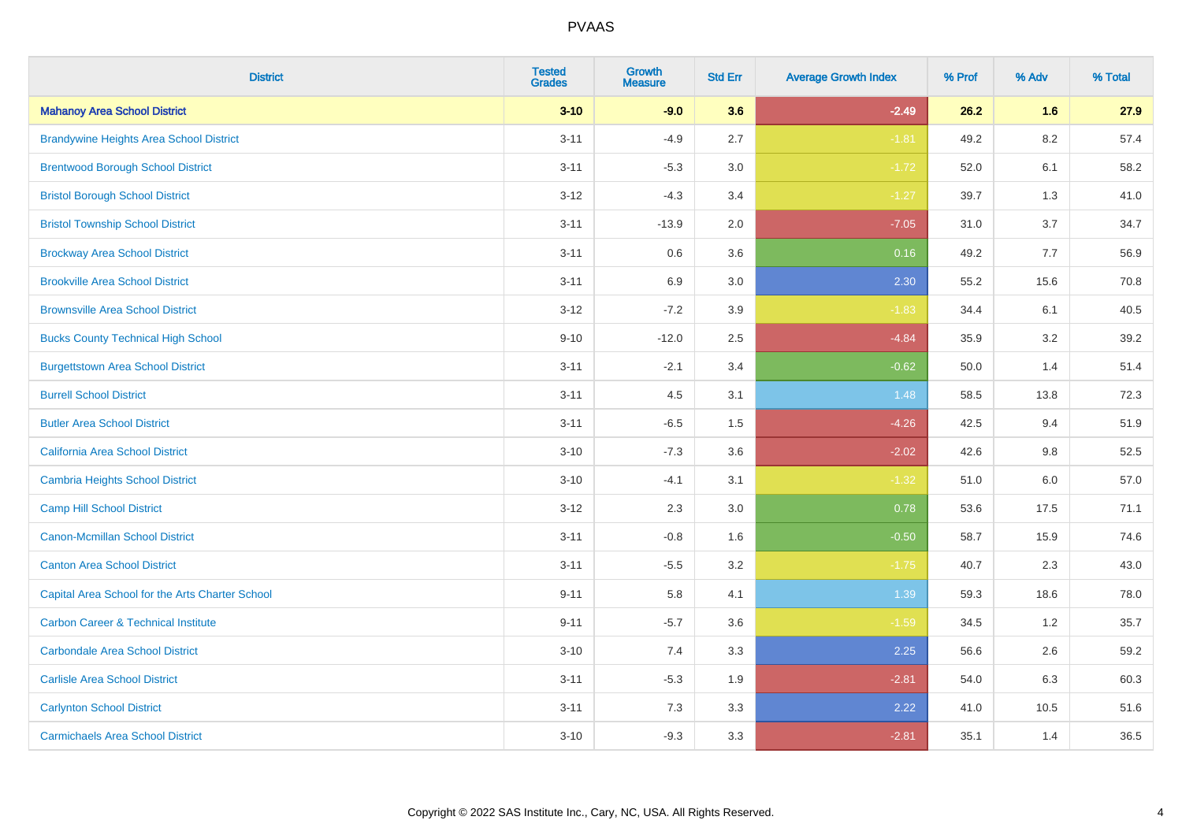| District | Tested Grades | Growth Measure | Std Err | Average Growth Index | % Prof | % Adv | % Total |
|---|---|---|---|---|---|---|---|
| **Mahanoy Area School District** | **3-10** | **-9.0** | **3.6** | **-2.49** | **26.2** | **1.6** | **27.9** |
| Brandywine Heights Area School District | 3-11 | -4.9 | 2.7 | -1.81 | 49.2 | 8.2 | 57.4 |
| Brentwood Borough School District | 3-11 | -5.3 | 3.0 | -1.72 | 52.0 | 6.1 | 58.2 |
| Bristol Borough School District | 3-12 | -4.3 | 3.4 | -1.27 | 39.7 | 1.3 | 41.0 |
| Bristol Township School District | 3-11 | -13.9 | 2.0 | -7.05 | 31.0 | 3.7 | 34.7 |
| Brockway Area School District | 3-11 | 0.6 | 3.6 | 0.16 | 49.2 | 7.7 | 56.9 |
| Brookville Area School District | 3-11 | 6.9 | 3.0 | 2.30 | 55.2 | 15.6 | 70.8 |
| Brownsville Area School District | 3-12 | -7.2 | 3.9 | -1.83 | 34.4 | 6.1 | 40.5 |
| Bucks County Technical High School | 9-10 | -12.0 | 2.5 | -4.84 | 35.9 | 3.2 | 39.2 |
| Burgettstown Area School District | 3-11 | -2.1 | 3.4 | -0.62 | 50.0 | 1.4 | 51.4 |
| Burrell School District | 3-11 | 4.5 | 3.1 | 1.48 | 58.5 | 13.8 | 72.3 |
| Butler Area School District | 3-11 | -6.5 | 1.5 | -4.26 | 42.5 | 9.4 | 51.9 |
| California Area School District | 3-10 | -7.3 | 3.6 | -2.02 | 42.6 | 9.8 | 52.5 |
| Cambria Heights School District | 3-10 | -4.1 | 3.1 | -1.32 | 51.0 | 6.0 | 57.0 |
| Camp Hill School District | 3-12 | 2.3 | 3.0 | 0.78 | 53.6 | 17.5 | 71.1 |
| Canon-Mcmillan School District | 3-11 | -0.8 | 1.6 | -0.50 | 58.7 | 15.9 | 74.6 |
| Canton Area School District | 3-11 | -5.5 | 3.2 | -1.75 | 40.7 | 2.3 | 43.0 |
| Capital Area School for the Arts Charter School | 9-11 | 5.8 | 4.1 | 1.39 | 59.3 | 18.6 | 78.0 |
| Carbon Career & Technical Institute | 9-11 | -5.7 | 3.6 | -1.59 | 34.5 | 1.2 | 35.7 |
| Carbondale Area School District | 3-10 | 7.4 | 3.3 | 2.25 | 56.6 | 2.6 | 59.2 |
| Carlisle Area School District | 3-11 | -5.3 | 1.9 | -2.81 | 54.0 | 6.3 | 60.3 |
| Carlynton School District | 3-11 | 7.3 | 3.3 | 2.22 | 41.0 | 10.5 | 51.6 |
| Carmichaels Area School District | 3-10 | -9.3 | 3.3 | -2.81 | 35.1 | 1.4 | 36.5 |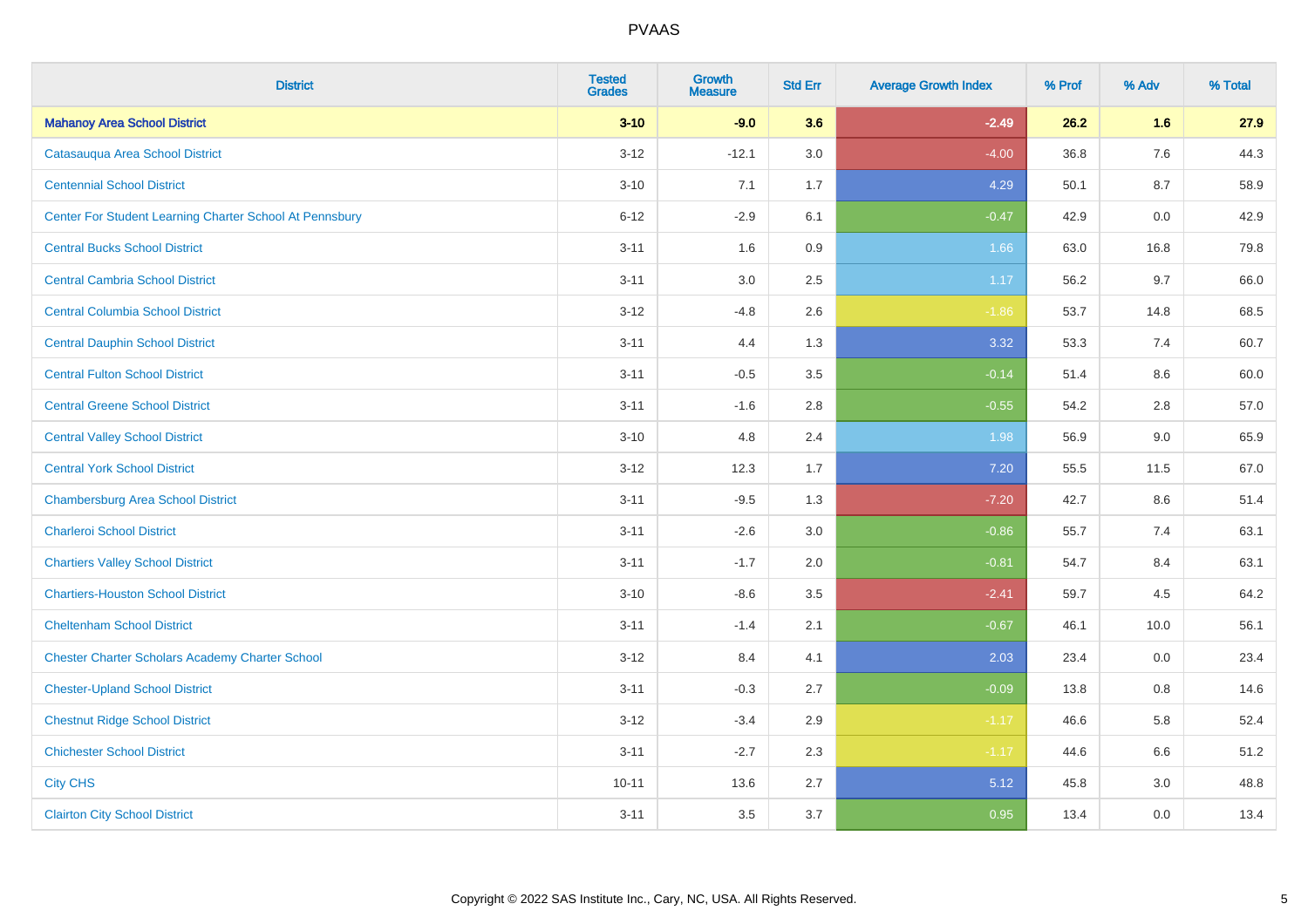# PVAAS

| District | Tested Grades | Growth Measure | Std Err | Average Growth Index | % Prof | % Adv | % Total |
|---|---|---|---|---|---|---|---|
| **Mahanoy Area School District** | **3-10** | **-9.0** | **3.6** | **-2.49** | **26.2** | **1.6** | **27.9** |
| Catasauqua Area School District | 3-12 | -12.1 | 3.0 | -4.00 | 36.8 | 7.6 | 44.3 |
| Centennial School District | 3-10 | 7.1 | 1.7 | 4.29 | 50.1 | 8.7 | 58.9 |
| Center For Student Learning Charter School At Pennsbury | 6-12 | -2.9 | 6.1 | -0.47 | 42.9 | 0.0 | 42.9 |
| Central Bucks School District | 3-11 | 1.6 | 0.9 | 1.66 | 63.0 | 16.8 | 79.8 |
| Central Cambria School District | 3-11 | 3.0 | 2.5 | 1.17 | 56.2 | 9.7 | 66.0 |
| Central Columbia School District | 3-12 | -4.8 | 2.6 | -1.86 | 53.7 | 14.8 | 68.5 |
| Central Dauphin School District | 3-11 | 4.4 | 1.3 | 3.32 | 53.3 | 7.4 | 60.7 |
| Central Fulton School District | 3-11 | -0.5 | 3.5 | -0.14 | 51.4 | 8.6 | 60.0 |
| Central Greene School District | 3-11 | -1.6 | 2.8 | -0.55 | 54.2 | 2.8 | 57.0 |
| Central Valley School District | 3-10 | 4.8 | 2.4 | 1.98 | 56.9 | 9.0 | 65.9 |
| Central York School District | 3-12 | 12.3 | 1.7 | 7.20 | 55.5 | 11.5 | 67.0 |
| Chambersburg Area School District | 3-11 | -9.5 | 1.3 | -7.20 | 42.7 | 8.6 | 51.4 |
| Charleroi School District | 3-11 | -2.6 | 3.0 | -0.86 | 55.7 | 7.4 | 63.1 |
| Chartiers Valley School District | 3-11 | -1.7 | 2.0 | -0.81 | 54.7 | 8.4 | 63.1 |
| Chartiers-Houston School District | 3-10 | -8.6 | 3.5 | -2.41 | 59.7 | 4.5 | 64.2 |
| Cheltenham School District | 3-11 | -1.4 | 2.1 | -0.67 | 46.1 | 10.0 | 56.1 |
| Chester Charter Scholars Academy Charter School | 3-12 | 8.4 | 4.1 | 2.03 | 23.4 | 0.0 | 23.4 |
| Chester-Upland School District | 3-11 | -0.3 | 2.7 | -0.09 | 13.8 | 0.8 | 14.6 |
| Chestnut Ridge School District | 3-12 | -3.4 | 2.9 | -1.17 | 46.6 | 5.8 | 52.4 |
| Chichester School District | 3-11 | -2.7 | 2.3 | -1.17 | 44.6 | 6.6 | 51.2 |
| City CHS | 10-11 | 13.6 | 2.7 | 5.12 | 45.8 | 3.0 | 48.8 |
| Clairton City School District | 3-11 | 3.5 | 3.7 | 0.95 | 13.4 | 0.0 | 13.4 |

Copyright © 2022 SAS Institute Inc., Cary, NC, USA. All Rights Reserved.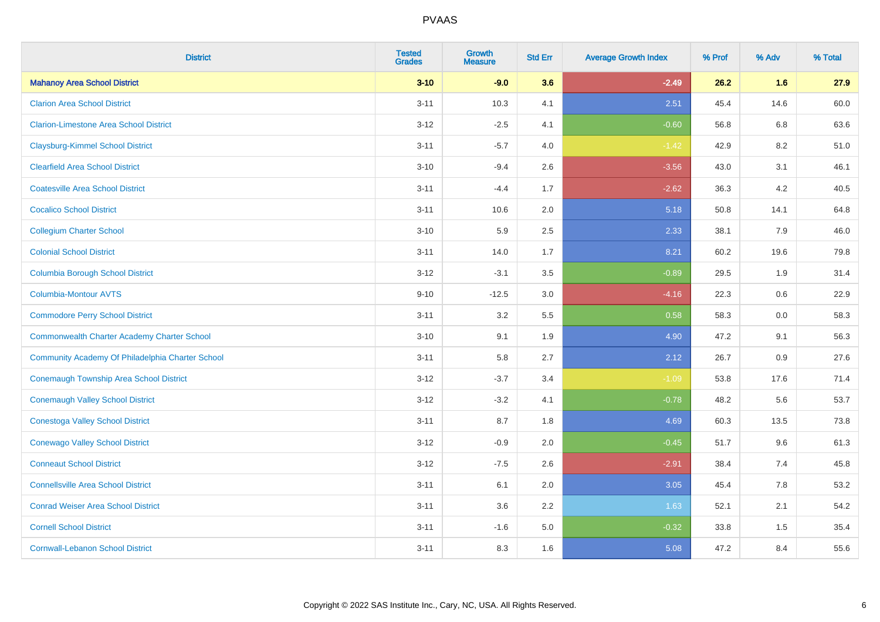| District | Tested Grades | Growth Measure | Std Err | Average Growth Index | % Prof | % Adv | % Total |
|---|---|---|---|---|---|---|---|
| **Mahanoy Area School District** | **3-10** | **-9.0** | **3.6** | **-2.49** | **26.2** | **1.6** | **27.9** |
| Clarion Area School District | 3-11 | 10.3 | 4.1 | 2.51 | 45.4 | 14.6 | 60.0 |
| Clarion-Limestone Area School District | 3-12 | -2.5 | 4.1 | -0.60 | 56.8 | 6.8 | 63.6 |
| Claysburg-Kimmel School District | 3-11 | -5.7 | 4.0 | -1.42 | 42.9 | 8.2 | 51.0 |
| Clearfield Area School District | 3-10 | -9.4 | 2.6 | -3.56 | 43.0 | 3.1 | 46.1 |
| Coatesville Area School District | 3-11 | -4.4 | 1.7 | -2.62 | 36.3 | 4.2 | 40.5 |
| Cocalico School District | 3-11 | 10.6 | 2.0 | 5.18 | 50.8 | 14.1 | 64.8 |
| Collegium Charter School | 3-10 | 5.9 | 2.5 | 2.33 | 38.1 | 7.9 | 46.0 |
| Colonial School District | 3-11 | 14.0 | 1.7 | 8.21 | 60.2 | 19.6 | 79.8 |
| Columbia Borough School District | 3-12 | -3.1 | 3.5 | -0.89 | 29.5 | 1.9 | 31.4 |
| Columbia-Montour AVTS | 9-10 | -12.5 | 3.0 | -4.16 | 22.3 | 0.6 | 22.9 |
| Commodore Perry School District | 3-11 | 3.2 | 5.5 | 0.58 | 58.3 | 0.0 | 58.3 |
| Commonwealth Charter Academy Charter School | 3-10 | 9.1 | 1.9 | 4.90 | 47.2 | 9.1 | 56.3 |
| Community Academy Of Philadelphia Charter School | 3-11 | 5.8 | 2.7 | 2.12 | 26.7 | 0.9 | 27.6 |
| Conemaugh Township Area School District | 3-12 | -3.7 | 3.4 | -1.09 | 53.8 | 17.6 | 71.4 |
| Conemaugh Valley School District | 3-12 | -3.2 | 4.1 | -0.78 | 48.2 | 5.6 | 53.7 |
| Conestoga Valley School District | 3-11 | 8.7 | 1.8 | 4.69 | 60.3 | 13.5 | 73.8 |
| Conewago Valley School District | 3-12 | -0.9 | 2.0 | -0.45 | 51.7 | 9.6 | 61.3 |
| Conneaut School District | 3-12 | -7.5 | 2.6 | -2.91 | 38.4 | 7.4 | 45.8 |
| Connellsville Area School District | 3-11 | 6.1 | 2.0 | 3.05 | 45.4 | 7.8 | 53.2 |
| Conrad Weiser Area School District | 3-11 | 3.6 | 2.2 | 1.63 | 52.1 | 2.1 | 54.2 |
| Cornell School District | 3-11 | -1.6 | 5.0 | -0.32 | 33.8 | 1.5 | 35.4 |
| Cornwall-Lebanon School District | 3-11 | 8.3 | 1.6 | 5.08 | 47.2 | 8.4 | 55.6 |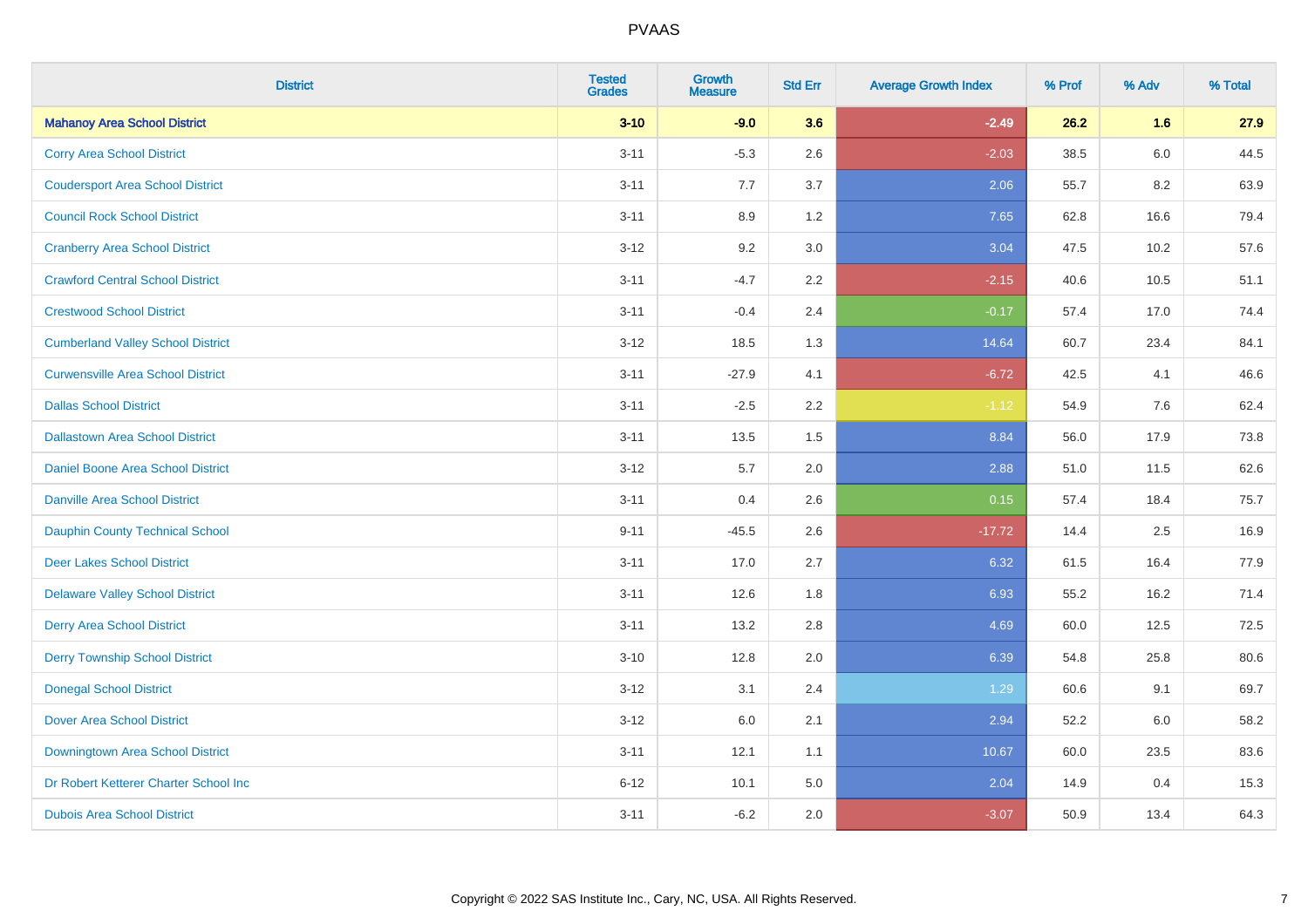# PVAAS

| District | Tested Grades | Growth Measure | Std Err | Average Growth Index | % Prof | % Adv | % Total |
|---|---|---|---|---|---|---|---|
| **Mahanoy Area School District** | **3-10** | **-9.0** | **3.6** | **-2.49** | **26.2** | **1.6** | **27.9** |
| Corry Area School District | 3-11 | -5.3 | 2.6 | -2.03 | 38.5 | 6.0 | 44.5 |
| Coudersport Area School District | 3-11 | 7.7 | 3.7 | 2.06 | 55.7 | 8.2 | 63.9 |
| Council Rock School District | 3-11 | 8.9 | 1.2 | 7.65 | 62.8 | 16.6 | 79.4 |
| Cranberry Area School District | 3-12 | 9.2 | 3.0 | 3.04 | 47.5 | 10.2 | 57.6 |
| Crawford Central School District | 3-11 | -4.7 | 2.2 | -2.15 | 40.6 | 10.5 | 51.1 |
| Crestwood School District | 3-11 | -0.4 | 2.4 | -0.17 | 57.4 | 17.0 | 74.4 |
| Cumberland Valley School District | 3-12 | 18.5 | 1.3 | 14.64 | 60.7 | 23.4 | 84.1 |
| Curwensville Area School District | 3-11 | -27.9 | 4.1 | -6.72 | 42.5 | 4.1 | 46.6 |
| Dallas School District | 3-11 | -2.5 | 2.2 | -1.12 | 54.9 | 7.6 | 62.4 |
| Dallastown Area School District | 3-11 | 13.5 | 1.5 | 8.84 | 56.0 | 17.9 | 73.8 |
| Daniel Boone Area School District | 3-12 | 5.7 | 2.0 | 2.88 | 51.0 | 11.5 | 62.6 |
| Danville Area School District | 3-11 | 0.4 | 2.6 | 0.15 | 57.4 | 18.4 | 75.7 |
| Dauphin County Technical School | 9-11 | -45.5 | 2.6 | -17.72 | 14.4 | 2.5 | 16.9 |
| Deer Lakes School District | 3-11 | 17.0 | 2.7 | 6.32 | 61.5 | 16.4 | 77.9 |
| Delaware Valley School District | 3-11 | 12.6 | 1.8 | 6.93 | 55.2 | 16.2 | 71.4 |
| Derry Area School District | 3-11 | 13.2 | 2.8 | 4.69 | 60.0 | 12.5 | 72.5 |
| Derry Township School District | 3-10 | 12.8 | 2.0 | 6.39 | 54.8 | 25.8 | 80.6 |
| Donegal School District | 3-12 | 3.1 | 2.4 | 1.29 | 60.6 | 9.1 | 69.7 |
| Dover Area School District | 3-12 | 6.0 | 2.1 | 2.94 | 52.2 | 6.0 | 58.2 |
| Downingtown Area School District | 3-11 | 12.1 | 1.1 | 10.67 | 60.0 | 23.5 | 83.6 |
| Dr Robert Ketterer Charter School Inc | 6-12 | 10.1 | 5.0 | 2.04 | 14.9 | 0.4 | 15.3 |
| Dubois Area School District | 3-11 | -6.2 | 2.0 | -3.07 | 50.9 | 13.4 | 64.3 |

Copyright © 2022 SAS Institute Inc., Cary, NC, USA. All Rights Reserved.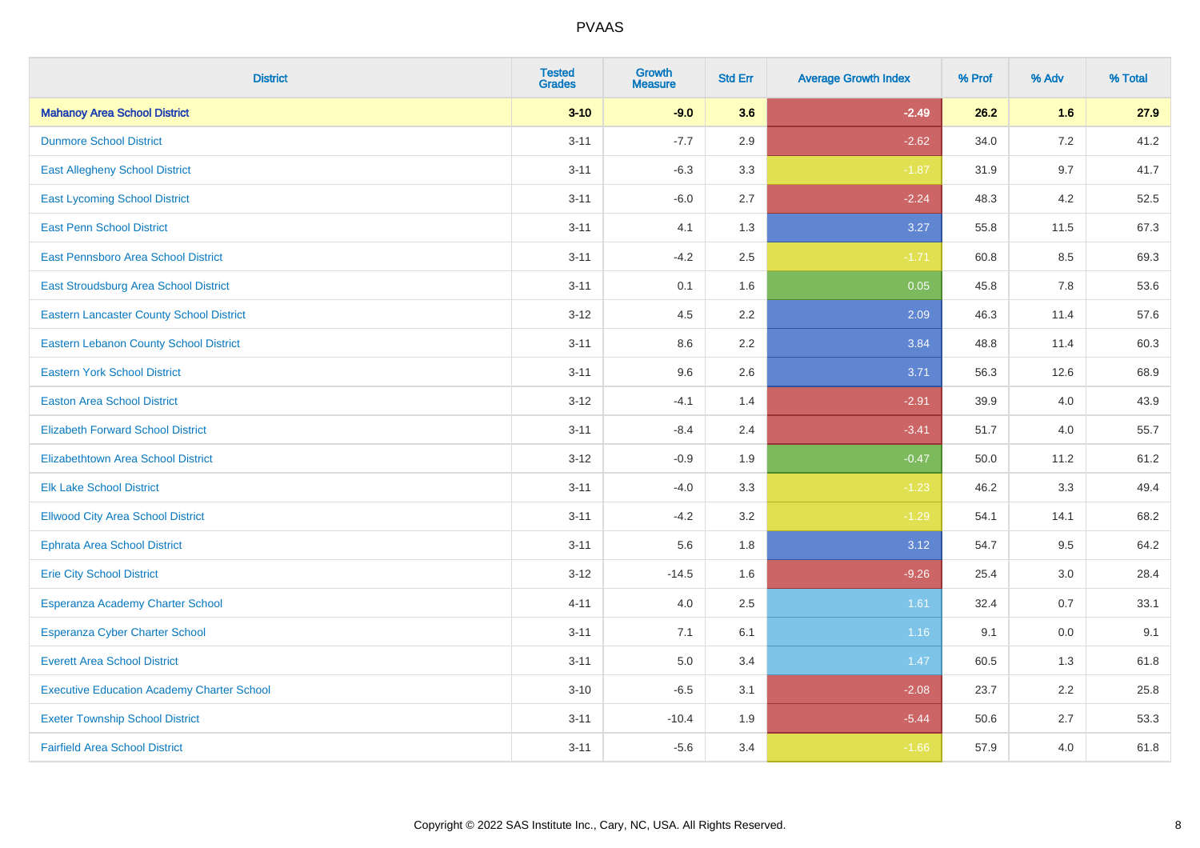# PVAAS

| District | Tested Grades | Growth Measure | Std Err | Average Growth Index | % Prof | % Adv | % Total |
|---|---|---|---|---|---|---|---|
| **Mahanoy Area School District** | **3-10** | **-9.0** | **3.6** | **-2.49** | **26.2** | **1.6** | **27.9** |
| Dunmore School District | 3-11 | -7.7 | 2.9 | -2.62 | 34.0 | 7.2 | 41.2 |
| East Allegheny School District | 3-11 | -6.3 | 3.3 | -1.87 | 31.9 | 9.7 | 41.7 |
| East Lycoming School District | 3-11 | -6.0 | 2.7 | -2.24 | 48.3 | 4.2 | 52.5 |
| East Penn School District | 3-11 | 4.1 | 1.3 | 3.27 | 55.8 | 11.5 | 67.3 |
| East Pennsboro Area School District | 3-11 | -4.2 | 2.5 | -1.71 | 60.8 | 8.5 | 69.3 |
| East Stroudsburg Area School District | 3-11 | 0.1 | 1.6 | 0.05 | 45.8 | 7.8 | 53.6 |
| Eastern Lancaster County School District | 3-12 | 4.5 | 2.2 | 2.09 | 46.3 | 11.4 | 57.6 |
| Eastern Lebanon County School District | 3-11 | 8.6 | 2.2 | 3.84 | 48.8 | 11.4 | 60.3 |
| Eastern York School District | 3-11 | 9.6 | 2.6 | 3.71 | 56.3 | 12.6 | 68.9 |
| Easton Area School District | 3-12 | -4.1 | 1.4 | -2.91 | 39.9 | 4.0 | 43.9 |
| Elizabeth Forward School District | 3-11 | -8.4 | 2.4 | -3.41 | 51.7 | 4.0 | 55.7 |
| Elizabethtown Area School District | 3-12 | -0.9 | 1.9 | -0.47 | 50.0 | 11.2 | 61.2 |
| Elk Lake School District | 3-11 | -4.0 | 3.3 | -1.23 | 46.2 | 3.3 | 49.4 |
| Ellwood City Area School District | 3-11 | -4.2 | 3.2 | -1.29 | 54.1 | 14.1 | 68.2 |
| Ephrata Area School District | 3-11 | 5.6 | 1.8 | 3.12 | 54.7 | 9.5 | 64.2 |
| Erie City School District | 3-12 | -14.5 | 1.6 | -9.26 | 25.4 | 3.0 | 28.4 |
| Esperanza Academy Charter School | 4-11 | 4.0 | 2.5 | 1.61 | 32.4 | 0.7 | 33.1 |
| Esperanza Cyber Charter School | 3-11 | 7.1 | 6.1 | 1.16 | 9.1 | 0.0 | 9.1 |
| Everett Area School District | 3-11 | 5.0 | 3.4 | 1.47 | 60.5 | 1.3 | 61.8 |
| Executive Education Academy Charter School | 3-10 | -6.5 | 3.1 | -2.08 | 23.7 | 2.2 | 25.8 |
| Exeter Township School District | 3-11 | -10.4 | 1.9 | -5.44 | 50.6 | 2.7 | 53.3 |
| Fairfield Area School District | 3-11 | -5.6 | 3.4 | -1.66 | 57.9 | 4.0 | 61.8 |

Copyright © 2022 SAS Institute Inc., Cary, NC, USA. All Rights Reserved.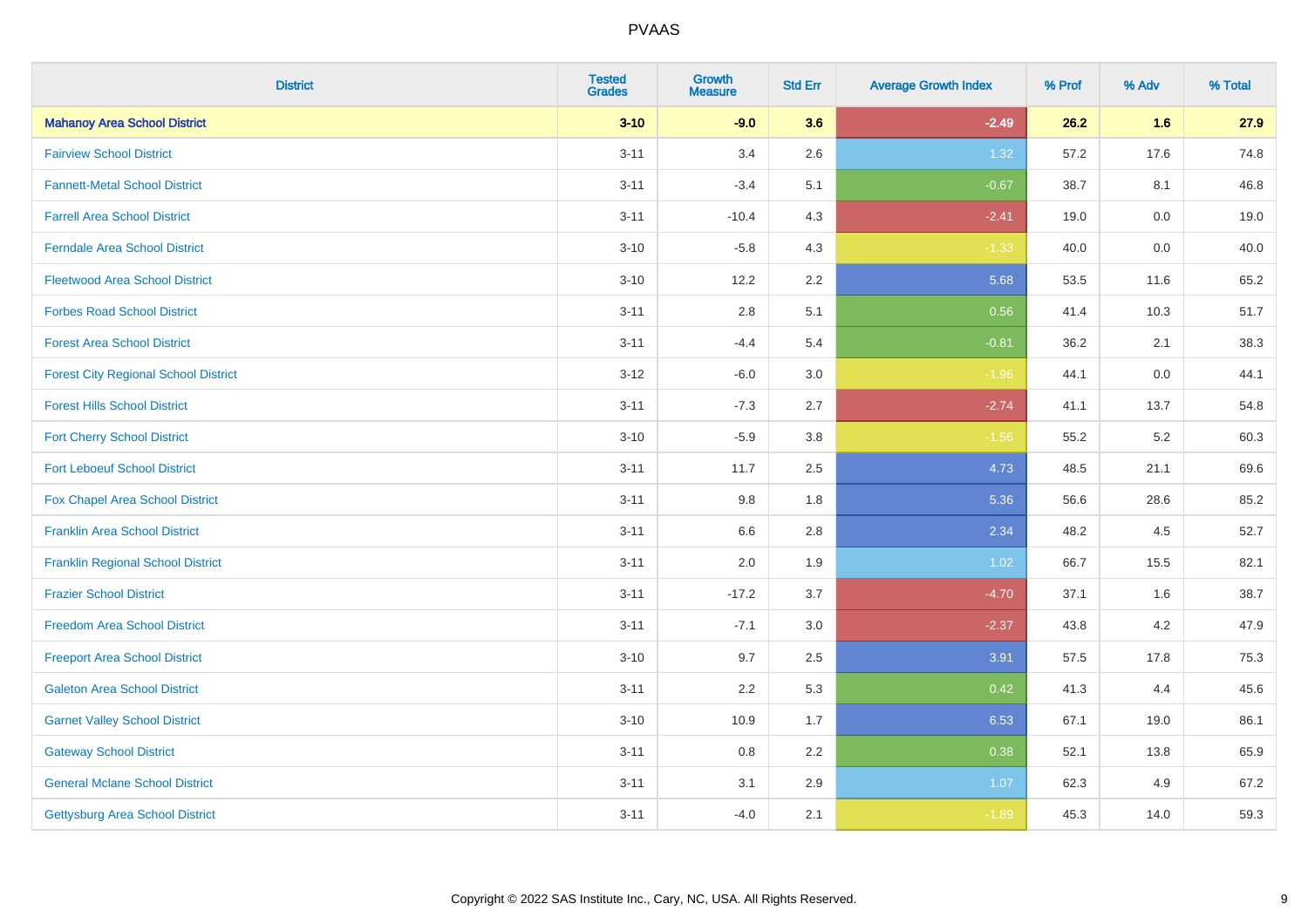# PVAAS

| District | Tested Grades | Growth Measure | Std Err | Average Growth Index | % Prof | % Adv | % Total |
|---|---|---|---|---|---|---|---|
| **Mahanoy Area School District** | **3-10** | **-9.0** | **3.6** | **-2.49** | **26.2** | **1.6** | **27.9** |
| Fairview School District | 3-11 | 3.4 | 2.6 | 1.32 | 57.2 | 17.6 | 74.8 |
| Fannett-Metal School District | 3-11 | -3.4 | 5.1 | -0.67 | 38.7 | 8.1 | 46.8 |
| Farrell Area School District | 3-11 | -10.4 | 4.3 | -2.41 | 19.0 | 0.0 | 19.0 |
| Ferndale Area School District | 3-10 | -5.8 | 4.3 | -1.33 | 40.0 | 0.0 | 40.0 |
| Fleetwood Area School District | 3-10 | 12.2 | 2.2 | 5.68 | 53.5 | 11.6 | 65.2 |
| Forbes Road School District | 3-11 | 2.8 | 5.1 | 0.56 | 41.4 | 10.3 | 51.7 |
| Forest Area School District | 3-11 | -4.4 | 5.4 | -0.81 | 36.2 | 2.1 | 38.3 |
| Forest City Regional School District | 3-12 | -6.0 | 3.0 | -1.96 | 44.1 | 0.0 | 44.1 |
| Forest Hills School District | 3-11 | -7.3 | 2.7 | -2.74 | 41.1 | 13.7 | 54.8 |
| Fort Cherry School District | 3-10 | -5.9 | 3.8 | -1.56 | 55.2 | 5.2 | 60.3 |
| Fort Leboeuf School District | 3-11 | 11.7 | 2.5 | 4.73 | 48.5 | 21.1 | 69.6 |
| Fox Chapel Area School District | 3-11 | 9.8 | 1.8 | 5.36 | 56.6 | 28.6 | 85.2 |
| Franklin Area School District | 3-11 | 6.6 | 2.8 | 2.34 | 48.2 | 4.5 | 52.7 |
| Franklin Regional School District | 3-11 | 2.0 | 1.9 | 1.02 | 66.7 | 15.5 | 82.1 |
| Frazier School District | 3-11 | -17.2 | 3.7 | -4.70 | 37.1 | 1.6 | 38.7 |
| Freedom Area School District | 3-11 | -7.1 | 3.0 | -2.37 | 43.8 | 4.2 | 47.9 |
| Freeport Area School District | 3-10 | 9.7 | 2.5 | 3.91 | 57.5 | 17.8 | 75.3 |
| Galeton Area School District | 3-11 | 2.2 | 5.3 | 0.42 | 41.3 | 4.4 | 45.6 |
| Garnet Valley School District | 3-10 | 10.9 | 1.7 | 6.53 | 67.1 | 19.0 | 86.1 |
| Gateway School District | 3-11 | 0.8 | 2.2 | 0.38 | 52.1 | 13.8 | 65.9 |
| General Mclane School District | 3-11 | 3.1 | 2.9 | 1.07 | 62.3 | 4.9 | 67.2 |
| Gettysburg Area School District | 3-11 | -4.0 | 2.1 | -1.89 | 45.3 | 14.0 | 59.3 |

Copyright © 2022 SAS Institute Inc., Cary, NC, USA. All Rights Reserved.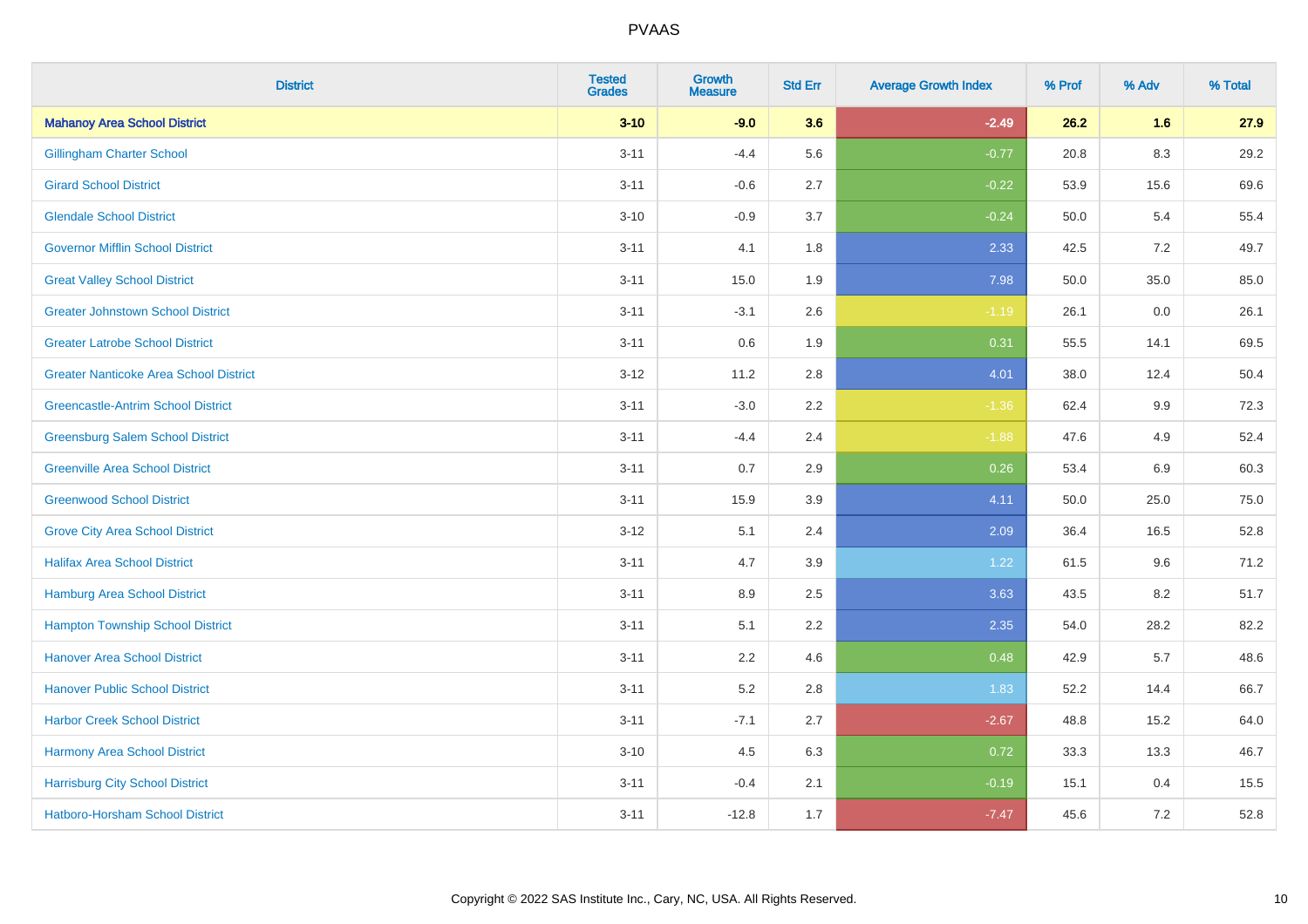| District | Tested Grades | Growth Measure | Std Err | Average Growth Index | % Prof | % Adv | % Total |
|---|---|---|---|---|---|---|---|
| **Mahanoy Area School District** | **3-10** | **-9.0** | **3.6** | **-2.49** | **26.2** | **1.6** | **27.9** |
| Gillingham Charter School | 3-11 | -4.4 | 5.6 | -0.77 | 20.8 | 8.3 | 29.2 |
| Girard School District | 3-11 | -0.6 | 2.7 | -0.22 | 53.9 | 15.6 | 69.6 |
| Glendale School District | 3-10 | -0.9 | 3.7 | -0.24 | 50.0 | 5.4 | 55.4 |
| Governor Mifflin School District | 3-11 | 4.1 | 1.8 | 2.33 | 42.5 | 7.2 | 49.7 |
| Great Valley School District | 3-11 | 15.0 | 1.9 | 7.98 | 50.0 | 35.0 | 85.0 |
| Greater Johnstown School District | 3-11 | -3.1 | 2.6 | -1.19 | 26.1 | 0.0 | 26.1 |
| Greater Latrobe School District | 3-11 | 0.6 | 1.9 | 0.31 | 55.5 | 14.1 | 69.5 |
| Greater Nanticoke Area School District | 3-12 | 11.2 | 2.8 | 4.01 | 38.0 | 12.4 | 50.4 |
| Greencastle-Antrim School District | 3-11 | -3.0 | 2.2 | -1.36 | 62.4 | 9.9 | 72.3 |
| Greensburg Salem School District | 3-11 | -4.4 | 2.4 | -1.88 | 47.6 | 4.9 | 52.4 |
| Greenville Area School District | 3-11 | 0.7 | 2.9 | 0.26 | 53.4 | 6.9 | 60.3 |
| Greenwood School District | 3-11 | 15.9 | 3.9 | 4.11 | 50.0 | 25.0 | 75.0 |
| Grove City Area School District | 3-12 | 5.1 | 2.4 | 2.09 | 36.4 | 16.5 | 52.8 |
| Halifax Area School District | 3-11 | 4.7 | 3.9 | 1.22 | 61.5 | 9.6 | 71.2 |
| Hamburg Area School District | 3-11 | 8.9 | 2.5 | 3.63 | 43.5 | 8.2 | 51.7 |
| Hampton Township School District | 3-11 | 5.1 | 2.2 | 2.35 | 54.0 | 28.2 | 82.2 |
| Hanover Area School District | 3-11 | 2.2 | 4.6 | 0.48 | 42.9 | 5.7 | 48.6 |
| Hanover Public School District | 3-11 | 5.2 | 2.8 | 1.83 | 52.2 | 14.4 | 66.7 |
| Harbor Creek School District | 3-11 | -7.1 | 2.7 | -2.67 | 48.8 | 15.2 | 64.0 |
| Harmony Area School District | 3-10 | 4.5 | 6.3 | 0.72 | 33.3 | 13.3 | 46.7 |
| Harrisburg City School District | 3-11 | -0.4 | 2.1 | -0.19 | 15.1 | 0.4 | 15.5 |
| Hatboro-Horsham School District | 3-11 | -12.8 | 1.7 | -7.47 | 45.6 | 7.2 | 52.8 |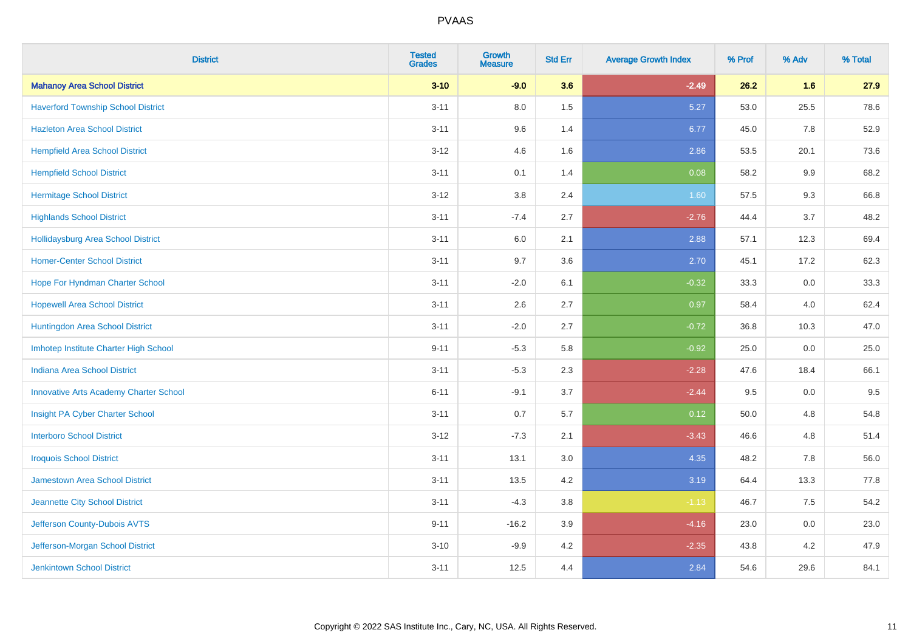# PVAAS

| District | Tested Grades | Growth Measure | Std Err | Average Growth Index | % Prof | % Adv | % Total |
|---|---|---|---|---|---|---|---|
| **Mahanoy Area School District** | **3-10** | **-9.0** | **3.6** | **-2.49** | **26.2** | **1.6** | **27.9** |
| Haverford Township School District | 3-11 | 8.0 | 1.5 | 5.27 | 53.0 | 25.5 | 78.6 |
| Hazleton Area School District | 3-11 | 9.6 | 1.4 | 6.77 | 45.0 | 7.8 | 52.9 |
| Hempfield Area School District | 3-12 | 4.6 | 1.6 | 2.86 | 53.5 | 20.1 | 73.6 |
| Hempfield School District | 3-11 | 0.1 | 1.4 | 0.08 | 58.2 | 9.9 | 68.2 |
| Hermitage School District | 3-12 | 3.8 | 2.4 | 1.60 | 57.5 | 9.3 | 66.8 |
| Highlands School District | 3-11 | -7.4 | 2.7 | -2.76 | 44.4 | 3.7 | 48.2 |
| Hollidaysburg Area School District | 3-11 | 6.0 | 2.1 | 2.88 | 57.1 | 12.3 | 69.4 |
| Homer-Center School District | 3-11 | 9.7 | 3.6 | 2.70 | 45.1 | 17.2 | 62.3 |
| Hope For Hyndman Charter School | 3-11 | -2.0 | 6.1 | -0.32 | 33.3 | 0.0 | 33.3 |
| Hopewell Area School District | 3-11 | 2.6 | 2.7 | 0.97 | 58.4 | 4.0 | 62.4 |
| Huntingdon Area School District | 3-11 | -2.0 | 2.7 | -0.72 | 36.8 | 10.3 | 47.0 |
| Imhotep Institute Charter High School | 9-11 | -5.3 | 5.8 | -0.92 | 25.0 | 0.0 | 25.0 |
| Indiana Area School District | 3-11 | -5.3 | 2.3 | -2.28 | 47.6 | 18.4 | 66.1 |
| Innovative Arts Academy Charter School | 6-11 | -9.1 | 3.7 | -2.44 | 9.5 | 0.0 | 9.5 |
| Insight PA Cyber Charter School | 3-11 | 0.7 | 5.7 | 0.12 | 50.0 | 4.8 | 54.8 |
| Interboro School District | 3-12 | -7.3 | 2.1 | -3.43 | 46.6 | 4.8 | 51.4 |
| Iroquois School District | 3-11 | 13.1 | 3.0 | 4.35 | 48.2 | 7.8 | 56.0 |
| Jamestown Area School District | 3-11 | 13.5 | 4.2 | 3.19 | 64.4 | 13.3 | 77.8 |
| Jeannette City School District | 3-11 | -4.3 | 3.8 | -1.13 | 46.7 | 7.5 | 54.2 |
| Jefferson County-Dubois AVTS | 9-11 | -16.2 | 3.9 | -4.16 | 23.0 | 0.0 | 23.0 |
| Jefferson-Morgan School District | 3-10 | -9.9 | 4.2 | -2.35 | 43.8 | 4.2 | 47.9 |
| Jenkintown School District | 3-11 | 12.5 | 4.4 | 2.84 | 54.6 | 29.6 | 84.1 |

Copyright © 2022 SAS Institute Inc., Cary, NC, USA. All Rights Reserved.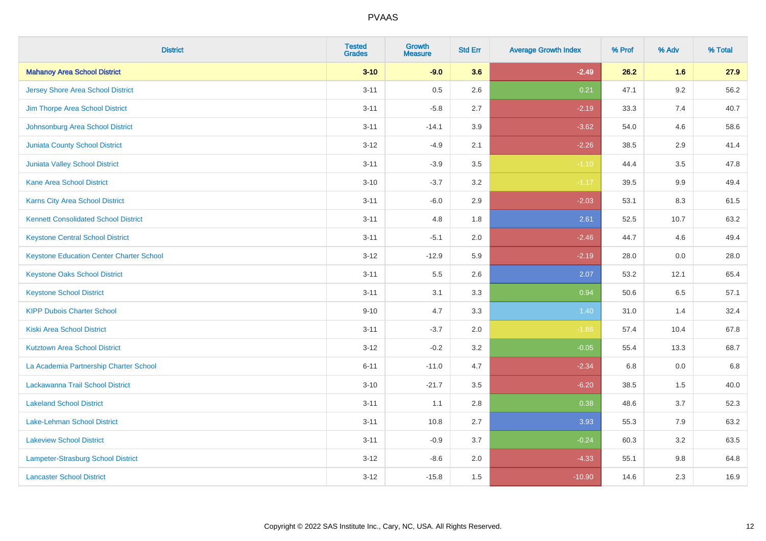| District | Tested Grades | Growth Measure | Std Err | Average Growth Index | % Prof | % Adv | % Total |
|---|---|---|---|---|---|---|---|
| **Mahanoy Area School District** | **3-10** | **-9.0** | **3.6** | **-2.49** | **26.2** | **1.6** | **27.9** |
| Jersey Shore Area School District | 3-11 | 0.5 | 2.6 | 0.21 | 47.1 | 9.2 | 56.2 |
| Jim Thorpe Area School District | 3-11 | -5.8 | 2.7 | -2.19 | 33.3 | 7.4 | 40.7 |
| Johnsonburg Area School District | 3-11 | -14.1 | 3.9 | -3.62 | 54.0 | 4.6 | 58.6 |
| Juniata County School District | 3-12 | -4.9 | 2.1 | -2.26 | 38.5 | 2.9 | 41.4 |
| Juniata Valley School District | 3-11 | -3.9 | 3.5 | -1.10 | 44.4 | 3.5 | 47.8 |
| Kane Area School District | 3-10 | -3.7 | 3.2 | -1.17 | 39.5 | 9.9 | 49.4 |
| Karns City Area School District | 3-11 | -6.0 | 2.9 | -2.03 | 53.1 | 8.3 | 61.5 |
| Kennett Consolidated School District | 3-11 | 4.8 | 1.8 | 2.61 | 52.5 | 10.7 | 63.2 |
| Keystone Central School District | 3-11 | -5.1 | 2.0 | -2.46 | 44.7 | 4.6 | 49.4 |
| Keystone Education Center Charter School | 3-12 | -12.9 | 5.9 | -2.19 | 28.0 | 0.0 | 28.0 |
| Keystone Oaks School District | 3-11 | 5.5 | 2.6 | 2.07 | 53.2 | 12.1 | 65.4 |
| Keystone School District | 3-11 | 3.1 | 3.3 | 0.94 | 50.6 | 6.5 | 57.1 |
| KIPP Dubois Charter School | 9-10 | 4.7 | 3.3 | 1.40 | 31.0 | 1.4 | 32.4 |
| Kiski Area School District | 3-11 | -3.7 | 2.0 | -1.86 | 57.4 | 10.4 | 67.8 |
| Kutztown Area School District | 3-12 | -0.2 | 3.2 | -0.05 | 55.4 | 13.3 | 68.7 |
| La Academia Partnership Charter School | 6-11 | -11.0 | 4.7 | -2.34 | 6.8 | 0.0 | 6.8 |
| Lackawanna Trail School District | 3-10 | -21.7 | 3.5 | -6.20 | 38.5 | 1.5 | 40.0 |
| Lakeland School District | 3-11 | 1.1 | 2.8 | 0.38 | 48.6 | 3.7 | 52.3 |
| Lake-Lehman School District | 3-11 | 10.8 | 2.7 | 3.93 | 55.3 | 7.9 | 63.2 |
| Lakeview School District | 3-11 | -0.9 | 3.7 | -0.24 | 60.3 | 3.2 | 63.5 |
| Lampeter-Strasburg School District | 3-12 | -8.6 | 2.0 | -4.33 | 55.1 | 9.8 | 64.8 |
| Lancaster School District | 3-12 | -15.8 | 1.5 | -10.90 | 14.6 | 2.3 | 16.9 |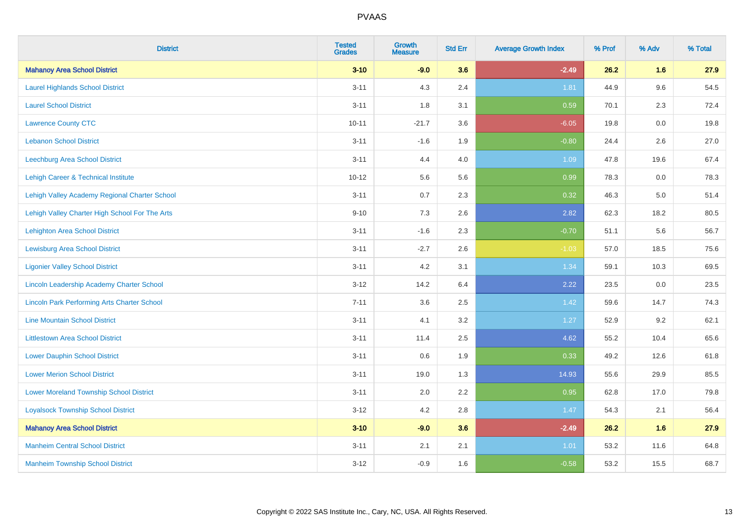# PVAAS

| District | Tested Grades | Growth Measure | Std Err | Average Growth Index | % Prof | % Adv | % Total |
|---|---|---|---|---|---|---|---|
| **Mahanoy Area School District** | **3-10** | **-9.0** | **3.6** | **-2.49** | **26.2** | **1.6** | **27.9** |
| Laurel Highlands School District | 3-11 | 4.3 | 2.4 | 1.81 | 44.9 | 9.6 | 54.5 |
| Laurel School District | 3-11 | 1.8 | 3.1 | 0.59 | 70.1 | 2.3 | 72.4 |
| Lawrence County CTC | 10-11 | -21.7 | 3.6 | -6.05 | 19.8 | 0.0 | 19.8 |
| Lebanon School District | 3-11 | -1.6 | 1.9 | -0.80 | 24.4 | 2.6 | 27.0 |
| Leechburg Area School District | 3-11 | 4.4 | 4.0 | 1.09 | 47.8 | 19.6 | 67.4 |
| Lehigh Career & Technical Institute | 10-12 | 5.6 | 5.6 | 0.99 | 78.3 | 0.0 | 78.3 |
| Lehigh Valley Academy Regional Charter School | 3-11 | 0.7 | 2.3 | 0.32 | 46.3 | 5.0 | 51.4 |
| Lehigh Valley Charter High School For The Arts | 9-10 | 7.3 | 2.6 | 2.82 | 62.3 | 18.2 | 80.5 |
| Lehighton Area School District | 3-11 | -1.6 | 2.3 | -0.70 | 51.1 | 5.6 | 56.7 |
| Lewisburg Area School District | 3-11 | -2.7 | 2.6 | -1.03 | 57.0 | 18.5 | 75.6 |
| Ligonier Valley School District | 3-11 | 4.2 | 3.1 | 1.34 | 59.1 | 10.3 | 69.5 |
| Lincoln Leadership Academy Charter School | 3-12 | 14.2 | 6.4 | 2.22 | 23.5 | 0.0 | 23.5 |
| Lincoln Park Performing Arts Charter School | 7-11 | 3.6 | 2.5 | 1.42 | 59.6 | 14.7 | 74.3 |
| Line Mountain School District | 3-11 | 4.1 | 3.2 | 1.27 | 52.9 | 9.2 | 62.1 |
| Littlestown Area School District | 3-11 | 11.4 | 2.5 | 4.62 | 55.2 | 10.4 | 65.6 |
| Lower Dauphin School District | 3-11 | 0.6 | 1.9 | 0.33 | 49.2 | 12.6 | 61.8 |
| Lower Merion School District | 3-11 | 19.0 | 1.3 | 14.93 | 55.6 | 29.9 | 85.5 |
| Lower Moreland Township School District | 3-11 | 2.0 | 2.2 | 0.95 | 62.8 | 17.0 | 79.8 |
| Loyalsock Township School District | 3-12 | 4.2 | 2.8 | 1.47 | 54.3 | 2.1 | 56.4 |
| **Mahanoy Area School District** | **3-10** | **-9.0** | **3.6** | **-2.49** | **26.2** | **1.6** | **27.9** |
| Manheim Central School District | 3-11 | 2.1 | 2.1 | 1.01 | 53.2 | 11.6 | 64.8 |
| Manheim Township School District | 3-12 | -0.9 | 1.6 | -0.58 | 53.2 | 15.5 | 68.7 |

Copyright © 2022 SAS Institute Inc., Cary, NC, USA. All Rights Reserved.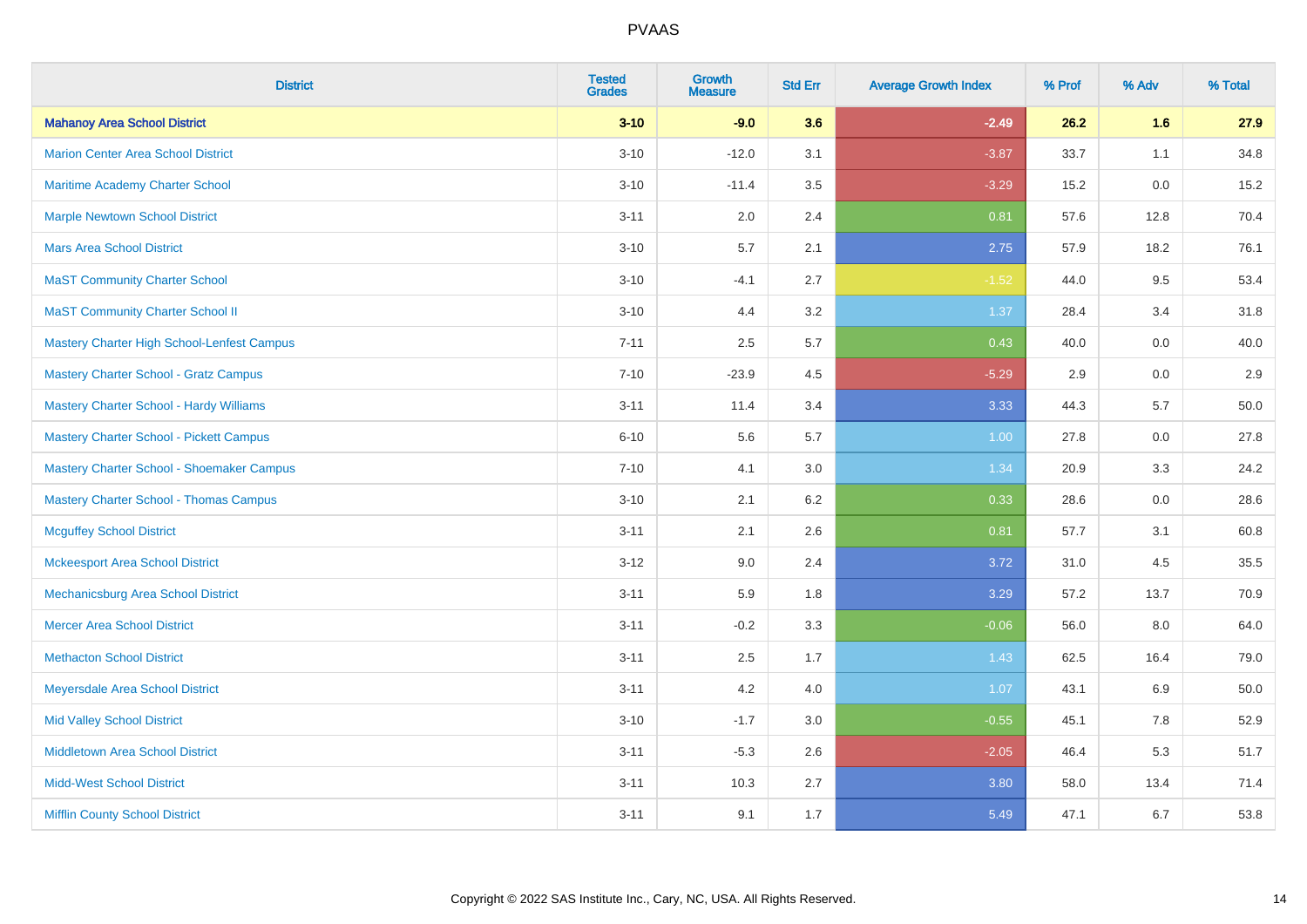# PVAAS

| District | Tested Grades | Growth Measure | Std Err | Average Growth Index | % Prof | % Adv | % Total |
|---|---|---|---|---|---|---|---|
| **Mahanoy Area School District** | **3-10** | **-9.0** | **3.6** | **-2.49** | **26.2** | **1.6** | **27.9** |
| Marion Center Area School District | 3-10 | -12.0 | 3.1 | -3.87 | 33.7 | 1.1 | 34.8 |
| Maritime Academy Charter School | 3-10 | -11.4 | 3.5 | -3.29 | 15.2 | 0.0 | 15.2 |
| Marple Newtown School District | 3-11 | 2.0 | 2.4 | 0.81 | 57.6 | 12.8 | 70.4 |
| Mars Area School District | 3-10 | 5.7 | 2.1 | 2.75 | 57.9 | 18.2 | 76.1 |
| MaST Community Charter School | 3-10 | -4.1 | 2.7 | -1.52 | 44.0 | 9.5 | 53.4 |
| MaST Community Charter School II | 3-10 | 4.4 | 3.2 | 1.37 | 28.4 | 3.4 | 31.8 |
| Mastery Charter High School-Lenfest Campus | 7-11 | 2.5 | 5.7 | 0.43 | 40.0 | 0.0 | 40.0 |
| Mastery Charter School - Gratz Campus | 7-10 | -23.9 | 4.5 | -5.29 | 2.9 | 0.0 | 2.9 |
| Mastery Charter School - Hardy Williams | 3-11 | 11.4 | 3.4 | 3.33 | 44.3 | 5.7 | 50.0 |
| Mastery Charter School - Pickett Campus | 6-10 | 5.6 | 5.7 | 1.00 | 27.8 | 0.0 | 27.8 |
| Mastery Charter School - Shoemaker Campus | 7-10 | 4.1 | 3.0 | 1.34 | 20.9 | 3.3 | 24.2 |
| Mastery Charter School - Thomas Campus | 3-10 | 2.1 | 6.2 | 0.33 | 28.6 | 0.0 | 28.6 |
| Mcguffey School District | 3-11 | 2.1 | 2.6 | 0.81 | 57.7 | 3.1 | 60.8 |
| Mckeesport Area School District | 3-12 | 9.0 | 2.4 | 3.72 | 31.0 | 4.5 | 35.5 |
| Mechanicsburg Area School District | 3-11 | 5.9 | 1.8 | 3.29 | 57.2 | 13.7 | 70.9 |
| Mercer Area School District | 3-11 | -0.2 | 3.3 | -0.06 | 56.0 | 8.0 | 64.0 |
| Methacton School District | 3-11 | 2.5 | 1.7 | 1.43 | 62.5 | 16.4 | 79.0 |
| Meyersdale Area School District | 3-11 | 4.2 | 4.0 | 1.07 | 43.1 | 6.9 | 50.0 |
| Mid Valley School District | 3-10 | -1.7 | 3.0 | -0.55 | 45.1 | 7.8 | 52.9 |
| Middletown Area School District | 3-11 | -5.3 | 2.6 | -2.05 | 46.4 | 5.3 | 51.7 |
| Midd-West School District | 3-11 | 10.3 | 2.7 | 3.80 | 58.0 | 13.4 | 71.4 |
| Mifflin County School District | 3-11 | 9.1 | 1.7 | 5.49 | 47.1 | 6.7 | 53.8 |

Copyright © 2022 SAS Institute Inc., Cary, NC, USA. All Rights Reserved.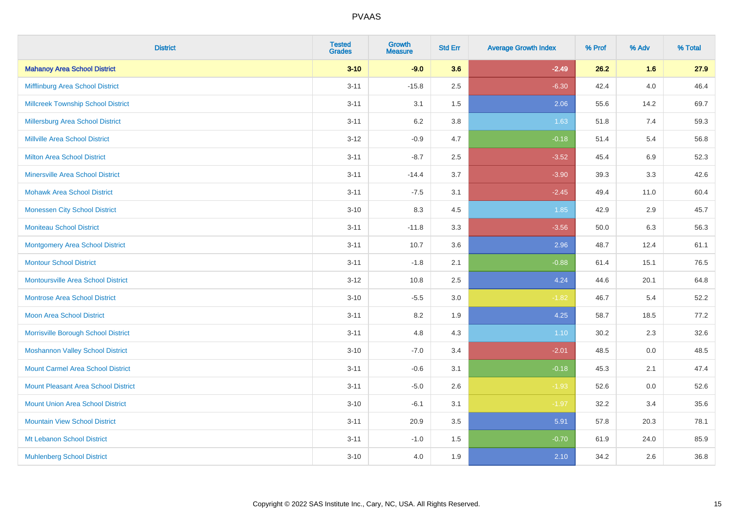| District | Tested Grades | Growth Measure | Std Err | Average Growth Index | % Prof | % Adv | % Total |
|---|---|---|---|---|---|---|---|
| **Mahanoy Area School District** | **3-10** | **-9.0** | **3.6** | **-2.49** | **26.2** | **1.6** | **27.9** |
| Mifflinburg Area School District | 3-11 | -15.8 | 2.5 | -6.30 | 42.4 | 4.0 | 46.4 |
| Millcreek Township School District | 3-11 | 3.1 | 1.5 | 2.06 | 55.6 | 14.2 | 69.7 |
| Millersburg Area School District | 3-11 | 6.2 | 3.8 | 1.63 | 51.8 | 7.4 | 59.3 |
| Millville Area School District | 3-12 | -0.9 | 4.7 | -0.18 | 51.4 | 5.4 | 56.8 |
| Milton Area School District | 3-11 | -8.7 | 2.5 | -3.52 | 45.4 | 6.9 | 52.3 |
| Minersville Area School District | 3-11 | -14.4 | 3.7 | -3.90 | 39.3 | 3.3 | 42.6 |
| Mohawk Area School District | 3-11 | -7.5 | 3.1 | -2.45 | 49.4 | 11.0 | 60.4 |
| Monessen City School District | 3-10 | 8.3 | 4.5 | 1.85 | 42.9 | 2.9 | 45.7 |
| Moniteau School District | 3-11 | -11.8 | 3.3 | -3.56 | 50.0 | 6.3 | 56.3 |
| Montgomery Area School District | 3-11 | 10.7 | 3.6 | 2.96 | 48.7 | 12.4 | 61.1 |
| Montour School District | 3-11 | -1.8 | 2.1 | -0.88 | 61.4 | 15.1 | 76.5 |
| Montoursville Area School District | 3-12 | 10.8 | 2.5 | 4.24 | 44.6 | 20.1 | 64.8 |
| Montrose Area School District | 3-10 | -5.5 | 3.0 | -1.82 | 46.7 | 5.4 | 52.2 |
| Moon Area School District | 3-11 | 8.2 | 1.9 | 4.25 | 58.7 | 18.5 | 77.2 |
| Morrisville Borough School District | 3-11 | 4.8 | 4.3 | 1.10 | 30.2 | 2.3 | 32.6 |
| Moshannon Valley School District | 3-10 | -7.0 | 3.4 | -2.01 | 48.5 | 0.0 | 48.5 |
| Mount Carmel Area School District | 3-11 | -0.6 | 3.1 | -0.18 | 45.3 | 2.1 | 47.4 |
| Mount Pleasant Area School District | 3-11 | -5.0 | 2.6 | -1.93 | 52.6 | 0.0 | 52.6 |
| Mount Union Area School District | 3-10 | -6.1 | 3.1 | -1.97 | 32.2 | 3.4 | 35.6 |
| Mountain View School District | 3-11 | 20.9 | 3.5 | 5.91 | 57.8 | 20.3 | 78.1 |
| Mt Lebanon School District | 3-11 | -1.0 | 1.5 | -0.70 | 61.9 | 24.0 | 85.9 |
| Muhlenberg School District | 3-10 | 4.0 | 1.9 | 2.10 | 34.2 | 2.6 | 36.8 |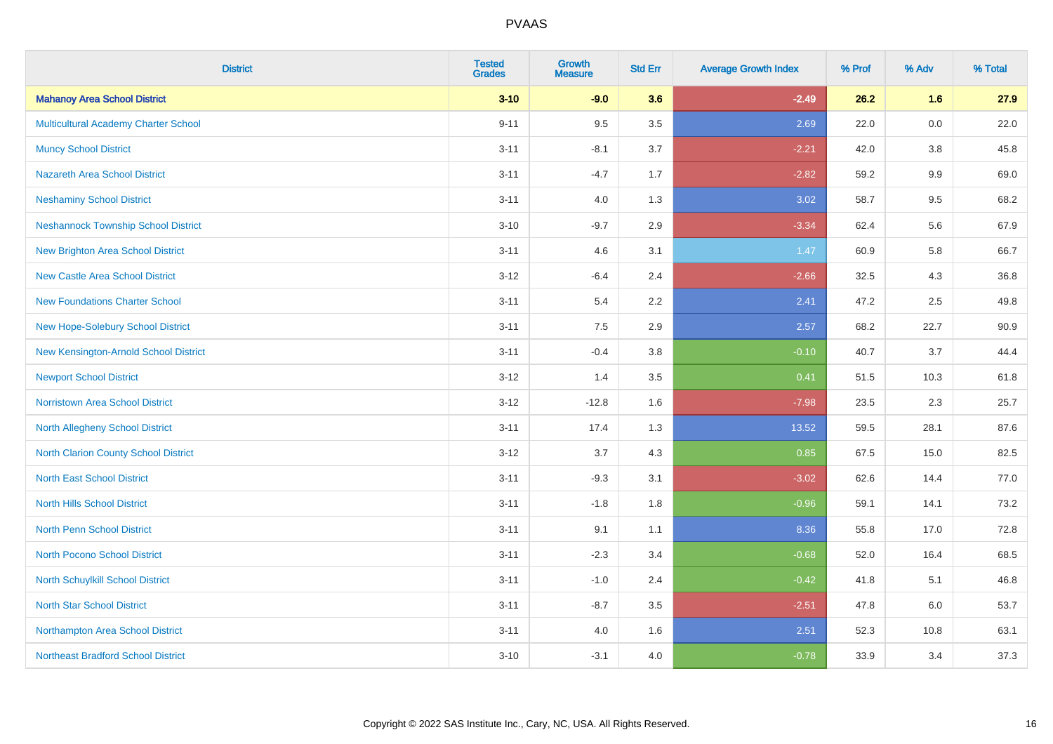| District | Tested Grades | Growth Measure | Std Err | Average Growth Index | % Prof | % Adv | % Total |
|---|---|---|---|---|---|---|---|
| **Mahanoy Area School District** | **3-10** | **-9.0** | **3.6** | **-2.49** | **26.2** | **1.6** | **27.9** |
| Multicultural Academy Charter School | 9-11 | 9.5 | 3.5 | 2.69 | 22.0 | 0.0 | 22.0 |
| Muncy School District | 3-11 | -8.1 | 3.7 | -2.21 | 42.0 | 3.8 | 45.8 |
| Nazareth Area School District | 3-11 | -4.7 | 1.7 | -2.82 | 59.2 | 9.9 | 69.0 |
| Neshaminy School District | 3-11 | 4.0 | 1.3 | 3.02 | 58.7 | 9.5 | 68.2 |
| Neshannock Township School District | 3-10 | -9.7 | 2.9 | -3.34 | 62.4 | 5.6 | 67.9 |
| New Brighton Area School District | 3-11 | 4.6 | 3.1 | 1.47 | 60.9 | 5.8 | 66.7 |
| New Castle Area School District | 3-12 | -6.4 | 2.4 | -2.66 | 32.5 | 4.3 | 36.8 |
| New Foundations Charter School | 3-11 | 5.4 | 2.2 | 2.41 | 47.2 | 2.5 | 49.8 |
| New Hope-Solebury School District | 3-11 | 7.5 | 2.9 | 2.57 | 68.2 | 22.7 | 90.9 |
| New Kensington-Arnold School District | 3-11 | -0.4 | 3.8 | -0.10 | 40.7 | 3.7 | 44.4 |
| Newport School District | 3-12 | 1.4 | 3.5 | 0.41 | 51.5 | 10.3 | 61.8 |
| Norristown Area School District | 3-12 | -12.8 | 1.6 | -7.98 | 23.5 | 2.3 | 25.7 |
| North Allegheny School District | 3-11 | 17.4 | 1.3 | 13.52 | 59.5 | 28.1 | 87.6 |
| North Clarion County School District | 3-12 | 3.7 | 4.3 | 0.85 | 67.5 | 15.0 | 82.5 |
| North East School District | 3-11 | -9.3 | 3.1 | -3.02 | 62.6 | 14.4 | 77.0 |
| North Hills School District | 3-11 | -1.8 | 1.8 | -0.96 | 59.1 | 14.1 | 73.2 |
| North Penn School District | 3-11 | 9.1 | 1.1 | 8.36 | 55.8 | 17.0 | 72.8 |
| North Pocono School District | 3-11 | -2.3 | 3.4 | -0.68 | 52.0 | 16.4 | 68.5 |
| North Schuylkill School District | 3-11 | -1.0 | 2.4 | -0.42 | 41.8 | 5.1 | 46.8 |
| North Star School District | 3-11 | -8.7 | 3.5 | -2.51 | 47.8 | 6.0 | 53.7 |
| Northampton Area School District | 3-11 | 4.0 | 1.6 | 2.51 | 52.3 | 10.8 | 63.1 |
| Northeast Bradford School District | 3-10 | -3.1 | 4.0 | -0.78 | 33.9 | 3.4 | 37.3 |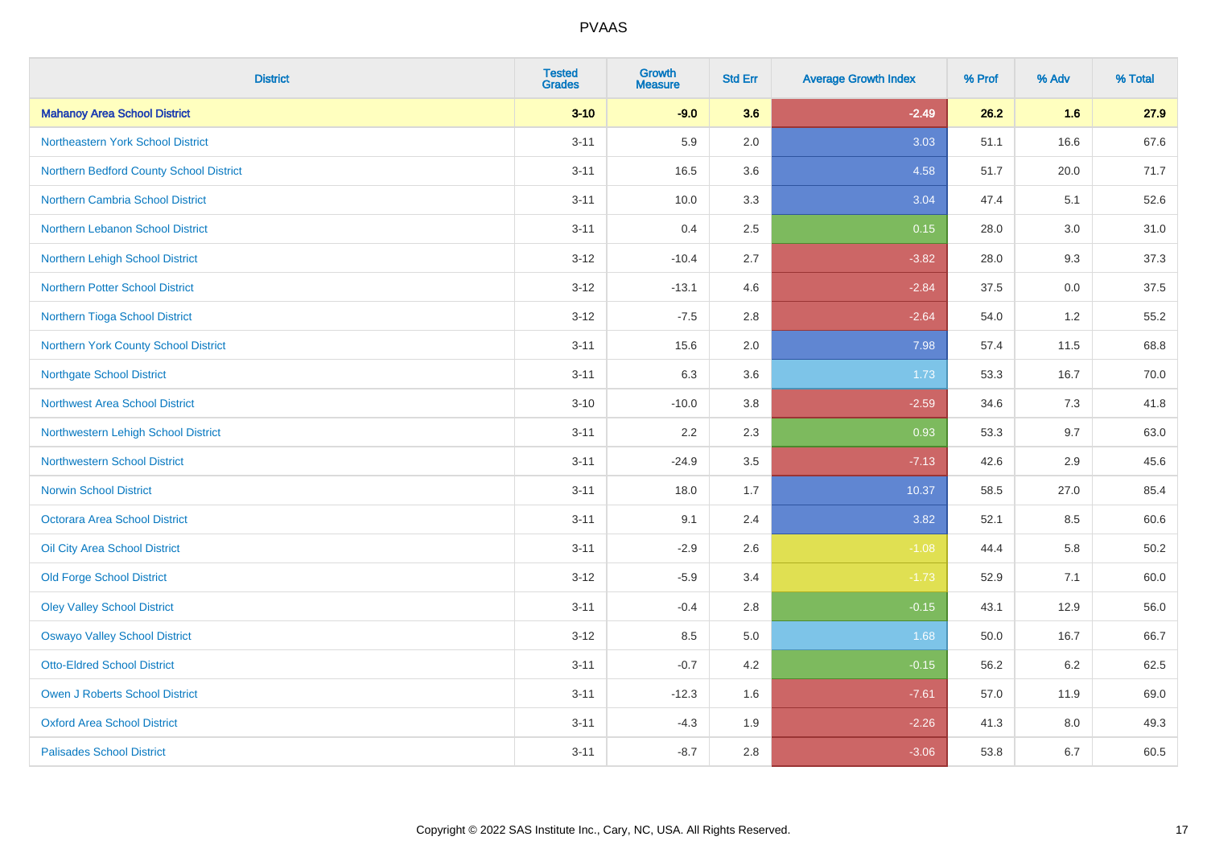| District | Tested Grades | Growth Measure | Std Err | Average Growth Index | % Prof | % Adv | % Total |
|---|---|---|---|---|---|---|---|
| **Mahanoy Area School District** | **3-10** | **-9.0** | **3.6** | **-2.49** | **26.2** | **1.6** | **27.9** |
| Northeastern York School District | 3-11 | 5.9 | 2.0 | 3.03 | 51.1 | 16.6 | 67.6 |
| Northern Bedford County School District | 3-11 | 16.5 | 3.6 | 4.58 | 51.7 | 20.0 | 71.7 |
| Northern Cambria School District | 3-11 | 10.0 | 3.3 | 3.04 | 47.4 | 5.1 | 52.6 |
| Northern Lebanon School District | 3-11 | 0.4 | 2.5 | 0.15 | 28.0 | 3.0 | 31.0 |
| Northern Lehigh School District | 3-12 | -10.4 | 2.7 | -3.82 | 28.0 | 9.3 | 37.3 |
| Northern Potter School District | 3-12 | -13.1 | 4.6 | -2.84 | 37.5 | 0.0 | 37.5 |
| Northern Tioga School District | 3-12 | -7.5 | 2.8 | -2.64 | 54.0 | 1.2 | 55.2 |
| Northern York County School District | 3-11 | 15.6 | 2.0 | 7.98 | 57.4 | 11.5 | 68.8 |
| Northgate School District | 3-11 | 6.3 | 3.6 | 1.73 | 53.3 | 16.7 | 70.0 |
| Northwest Area School District | 3-10 | -10.0 | 3.8 | -2.59 | 34.6 | 7.3 | 41.8 |
| Northwestern Lehigh School District | 3-11 | 2.2 | 2.3 | 0.93 | 53.3 | 9.7 | 63.0 |
| Northwestern School District | 3-11 | -24.9 | 3.5 | -7.13 | 42.6 | 2.9 | 45.6 |
| Norwin School District | 3-11 | 18.0 | 1.7 | 10.37 | 58.5 | 27.0 | 85.4 |
| Octorara Area School District | 3-11 | 9.1 | 2.4 | 3.82 | 52.1 | 8.5 | 60.6 |
| Oil City Area School District | 3-11 | -2.9 | 2.6 | -1.08 | 44.4 | 5.8 | 50.2 |
| Old Forge School District | 3-12 | -5.9 | 3.4 | -1.73 | 52.9 | 7.1 | 60.0 |
| Oley Valley School District | 3-11 | -0.4 | 2.8 | -0.15 | 43.1 | 12.9 | 56.0 |
| Oswayo Valley School District | 3-12 | 8.5 | 5.0 | 1.68 | 50.0 | 16.7 | 66.7 |
| Otto-Eldred School District | 3-11 | -0.7 | 4.2 | -0.15 | 56.2 | 6.2 | 62.5 |
| Owen J Roberts School District | 3-11 | -12.3 | 1.6 | -7.61 | 57.0 | 11.9 | 69.0 |
| Oxford Area School District | 3-11 | -4.3 | 1.9 | -2.26 | 41.3 | 8.0 | 49.3 |
| Palisades School District | 3-11 | -8.7 | 2.8 | -3.06 | 53.8 | 6.7 | 60.5 |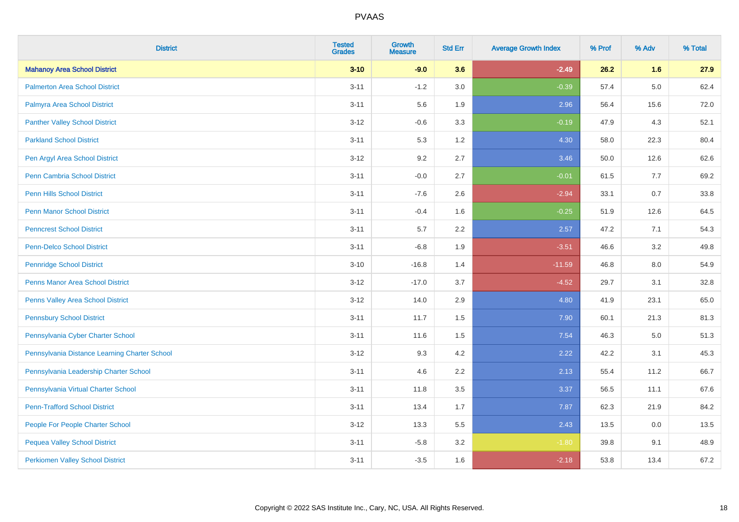| District | Tested Grades | Growth Measure | Std Err | Average Growth Index | % Prof | % Adv | % Total |
|---|---|---|---|---|---|---|---|
| **Mahanoy Area School District** | **3-10** | **-9.0** | **3.6** | **-2.49** | **26.2** | **1.6** | **27.9** |
| Palmerton Area School District | 3-11 | -1.2 | 3.0 | -0.39 | 57.4 | 5.0 | 62.4 |
| Palmyra Area School District | 3-11 | 5.6 | 1.9 | 2.96 | 56.4 | 15.6 | 72.0 |
| Panther Valley School District | 3-12 | -0.6 | 3.3 | -0.19 | 47.9 | 4.3 | 52.1 |
| Parkland School District | 3-11 | 5.3 | 1.2 | 4.30 | 58.0 | 22.3 | 80.4 |
| Pen Argyl Area School District | 3-12 | 9.2 | 2.7 | 3.46 | 50.0 | 12.6 | 62.6 |
| Penn Cambria School District | 3-11 | -0.0 | 2.7 | -0.01 | 61.5 | 7.7 | 69.2 |
| Penn Hills School District | 3-11 | -7.6 | 2.6 | -2.94 | 33.1 | 0.7 | 33.8 |
| Penn Manor School District | 3-11 | -0.4 | 1.6 | -0.25 | 51.9 | 12.6 | 64.5 |
| Penncrest School District | 3-11 | 5.7 | 2.2 | 2.57 | 47.2 | 7.1 | 54.3 |
| Penn-Delco School District | 3-11 | -6.8 | 1.9 | -3.51 | 46.6 | 3.2 | 49.8 |
| Pennridge School District | 3-10 | -16.8 | 1.4 | -11.59 | 46.8 | 8.0 | 54.9 |
| Penns Manor Area School District | 3-12 | -17.0 | 3.7 | -4.52 | 29.7 | 3.1 | 32.8 |
| Penns Valley Area School District | 3-12 | 14.0 | 2.9 | 4.80 | 41.9 | 23.1 | 65.0 |
| Pennsbury School District | 3-11 | 11.7 | 1.5 | 7.90 | 60.1 | 21.3 | 81.3 |
| Pennsylvania Cyber Charter School | 3-11 | 11.6 | 1.5 | 7.54 | 46.3 | 5.0 | 51.3 |
| Pennsylvania Distance Learning Charter School | 3-12 | 9.3 | 4.2 | 2.22 | 42.2 | 3.1 | 45.3 |
| Pennsylvania Leadership Charter School | 3-11 | 4.6 | 2.2 | 2.13 | 55.4 | 11.2 | 66.7 |
| Pennsylvania Virtual Charter School | 3-11 | 11.8 | 3.5 | 3.37 | 56.5 | 11.1 | 67.6 |
| Penn-Trafford School District | 3-11 | 13.4 | 1.7 | 7.87 | 62.3 | 21.9 | 84.2 |
| People For People Charter School | 3-12 | 13.3 | 5.5 | 2.43 | 13.5 | 0.0 | 13.5 |
| Pequea Valley School District | 3-11 | -5.8 | 3.2 | -1.80 | 39.8 | 9.1 | 48.9 |
| Perkiomen Valley School District | 3-11 | -3.5 | 1.6 | -2.18 | 53.8 | 13.4 | 67.2 |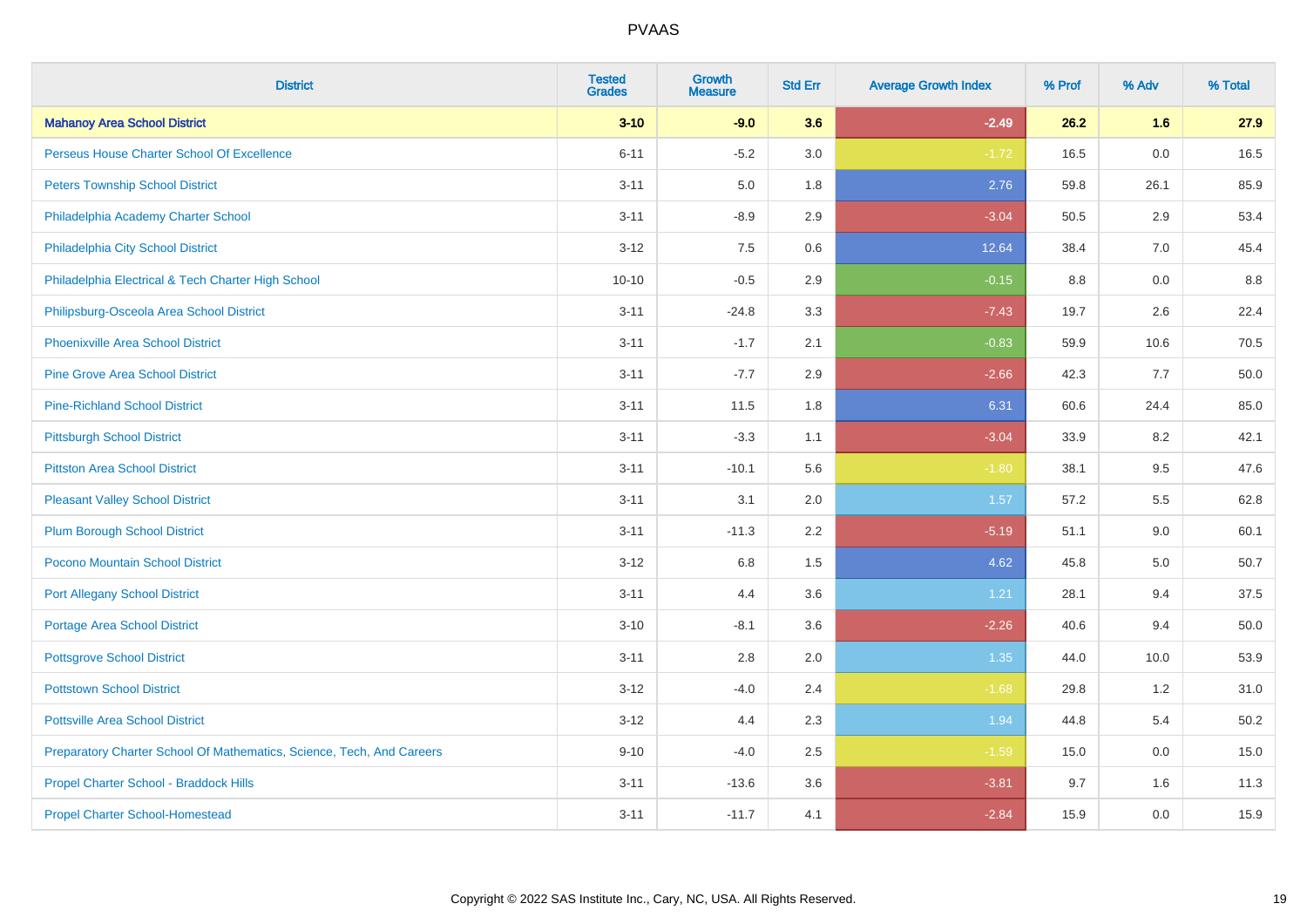# PVAAS

| District | Tested Grades | Growth Measure | Std Err | Average Growth Index | % Prof | % Adv | % Total |
|---|---|---|---|---|---|---|---|
| **Mahanoy Area School District** | **3-10** | **-9.0** | **3.6** | **-2.49** | **26.2** | **1.6** | **27.9** |
| Perseus House Charter School Of Excellence | 6-11 | -5.2 | 3.0 | -1.72 | 16.5 | 0.0 | 16.5 |
| Peters Township School District | 3-11 | 5.0 | 1.8 | 2.76 | 59.8 | 26.1 | 85.9 |
| Philadelphia Academy Charter School | 3-11 | -8.9 | 2.9 | -3.04 | 50.5 | 2.9 | 53.4 |
| Philadelphia City School District | 3-12 | 7.5 | 0.6 | 12.64 | 38.4 | 7.0 | 45.4 |
| Philadelphia Electrical & Tech Charter High School | 10-10 | -0.5 | 2.9 | -0.15 | 8.8 | 0.0 | 8.8 |
| Philipsburg-Osceola Area School District | 3-11 | -24.8 | 3.3 | -7.43 | 19.7 | 2.6 | 22.4 |
| Phoenixville Area School District | 3-11 | -1.7 | 2.1 | -0.83 | 59.9 | 10.6 | 70.5 |
| Pine Grove Area School District | 3-11 | -7.7 | 2.9 | -2.66 | 42.3 | 7.7 | 50.0 |
| Pine-Richland School District | 3-11 | 11.5 | 1.8 | 6.31 | 60.6 | 24.4 | 85.0 |
| Pittsburgh School District | 3-11 | -3.3 | 1.1 | -3.04 | 33.9 | 8.2 | 42.1 |
| Pittston Area School District | 3-11 | -10.1 | 5.6 | -1.80 | 38.1 | 9.5 | 47.6 |
| Pleasant Valley School District | 3-11 | 3.1 | 2.0 | 1.57 | 57.2 | 5.5 | 62.8 |
| Plum Borough School District | 3-11 | -11.3 | 2.2 | -5.19 | 51.1 | 9.0 | 60.1 |
| Pocono Mountain School District | 3-12 | 6.8 | 1.5 | 4.62 | 45.8 | 5.0 | 50.7 |
| Port Allegany School District | 3-11 | 4.4 | 3.6 | 1.21 | 28.1 | 9.4 | 37.5 |
| Portage Area School District | 3-10 | -8.1 | 3.6 | -2.26 | 40.6 | 9.4 | 50.0 |
| Pottsgrove School District | 3-11 | 2.8 | 2.0 | 1.35 | 44.0 | 10.0 | 53.9 |
| Pottstown School District | 3-12 | -4.0 | 2.4 | -1.68 | 29.8 | 1.2 | 31.0 |
| Pottsville Area School District | 3-12 | 4.4 | 2.3 | 1.94 | 44.8 | 5.4 | 50.2 |
| Preparatory Charter School Of Mathematics, Science, Tech, And Careers | 9-10 | -4.0 | 2.5 | -1.59 | 15.0 | 0.0 | 15.0 |
| Propel Charter School - Braddock Hills | 3-11 | -13.6 | 3.6 | -3.81 | 9.7 | 1.6 | 11.3 |
| Propel Charter School-Homestead | 3-11 | -11.7 | 4.1 | -2.84 | 15.9 | 0.0 | 15.9 |

Copyright © 2022 SAS Institute Inc., Cary, NC, USA. All Rights Reserved.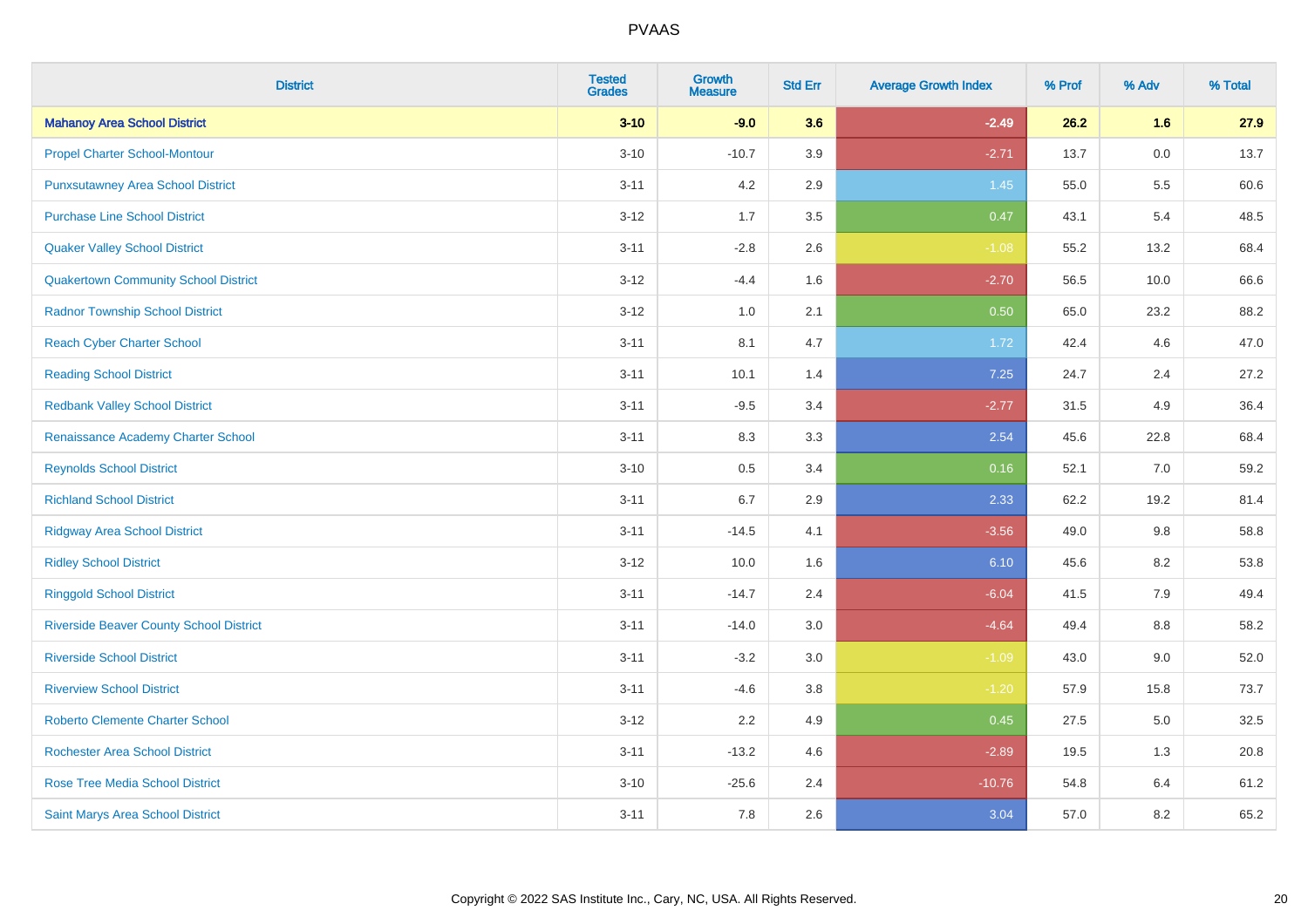| District | Tested Grades | Growth Measure | Std Err | Average Growth Index | % Prof | % Adv | % Total |
|---|---|---|---|---|---|---|---|
| **Mahanoy Area School District** | **3-10** | **-9.0** | **3.6** | **-2.49** | **26.2** | **1.6** | **27.9** |
| Propel Charter School-Montour | 3-10 | -10.7 | 3.9 | -2.71 | 13.7 | 0.0 | 13.7 |
| Punxsutawney Area School District | 3-11 | 4.2 | 2.9 | 1.45 | 55.0 | 5.5 | 60.6 |
| Purchase Line School District | 3-12 | 1.7 | 3.5 | 0.47 | 43.1 | 5.4 | 48.5 |
| Quaker Valley School District | 3-11 | -2.8 | 2.6 | -1.08 | 55.2 | 13.2 | 68.4 |
| Quakertown Community School District | 3-12 | -4.4 | 1.6 | -2.70 | 56.5 | 10.0 | 66.6 |
| Radnor Township School District | 3-12 | 1.0 | 2.1 | 0.50 | 65.0 | 23.2 | 88.2 |
| Reach Cyber Charter School | 3-11 | 8.1 | 4.7 | 1.72 | 42.4 | 4.6 | 47.0 |
| Reading School District | 3-11 | 10.1 | 1.4 | 7.25 | 24.7 | 2.4 | 27.2 |
| Redbank Valley School District | 3-11 | -9.5 | 3.4 | -2.77 | 31.5 | 4.9 | 36.4 |
| Renaissance Academy Charter School | 3-11 | 8.3 | 3.3 | 2.54 | 45.6 | 22.8 | 68.4 |
| Reynolds School District | 3-10 | 0.5 | 3.4 | 0.16 | 52.1 | 7.0 | 59.2 |
| Richland School District | 3-11 | 6.7 | 2.9 | 2.33 | 62.2 | 19.2 | 81.4 |
| Ridgway Area School District | 3-11 | -14.5 | 4.1 | -3.56 | 49.0 | 9.8 | 58.8 |
| Ridley School District | 3-12 | 10.0 | 1.6 | 6.10 | 45.6 | 8.2 | 53.8 |
| Ringgold School District | 3-11 | -14.7 | 2.4 | -6.04 | 41.5 | 7.9 | 49.4 |
| Riverside Beaver County School District | 3-11 | -14.0 | 3.0 | -4.64 | 49.4 | 8.8 | 58.2 |
| Riverside School District | 3-11 | -3.2 | 3.0 | -1.09 | 43.0 | 9.0 | 52.0 |
| Riverview School District | 3-11 | -4.6 | 3.8 | -1.20 | 57.9 | 15.8 | 73.7 |
| Roberto Clemente Charter School | 3-12 | 2.2 | 4.9 | 0.45 | 27.5 | 5.0 | 32.5 |
| Rochester Area School District | 3-11 | -13.2 | 4.6 | -2.89 | 19.5 | 1.3 | 20.8 |
| Rose Tree Media School District | 3-10 | -25.6 | 2.4 | -10.76 | 54.8 | 6.4 | 61.2 |
| Saint Marys Area School District | 3-11 | 7.8 | 2.6 | 3.04 | 57.0 | 8.2 | 65.2 |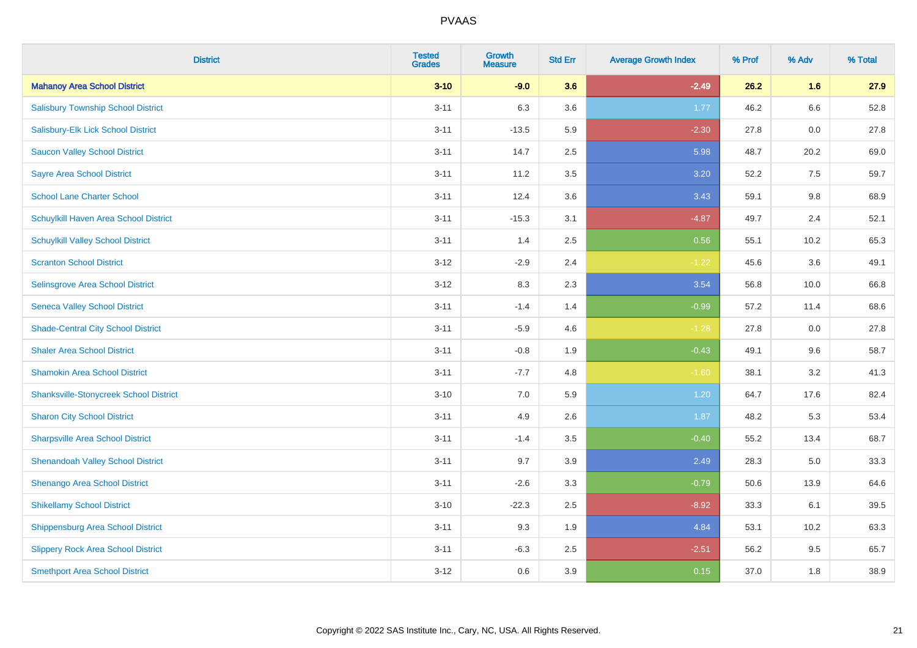# PVAAS

| District | Tested Grades | Growth Measure | Std Err | Average Growth Index | % Prof | % Adv | % Total |
|---|---|---|---|---|---|---|---|
| **Mahanoy Area School District** | **3-10** | **-9.0** | **3.6** | **-2.49** | **26.2** | **1.6** | **27.9** |
| Salisbury Township School District | 3-11 | 6.3 | 3.6 | 1.77 | 46.2 | 6.6 | 52.8 |
| Salisbury-Elk Lick School District | 3-11 | -13.5 | 5.9 | -2.30 | 27.8 | 0.0 | 27.8 |
| Saucon Valley School District | 3-11 | 14.7 | 2.5 | 5.98 | 48.7 | 20.2 | 69.0 |
| Sayre Area School District | 3-11 | 11.2 | 3.5 | 3.20 | 52.2 | 7.5 | 59.7 |
| School Lane Charter School | 3-11 | 12.4 | 3.6 | 3.43 | 59.1 | 9.8 | 68.9 |
| Schuylkill Haven Area School District | 3-11 | -15.3 | 3.1 | -4.87 | 49.7 | 2.4 | 52.1 |
| Schuylkill Valley School District | 3-11 | 1.4 | 2.5 | 0.56 | 55.1 | 10.2 | 65.3 |
| Scranton School District | 3-12 | -2.9 | 2.4 | -1.22 | 45.6 | 3.6 | 49.1 |
| Selinsgrove Area School District | 3-12 | 8.3 | 2.3 | 3.54 | 56.8 | 10.0 | 66.8 |
| Seneca Valley School District | 3-11 | -1.4 | 1.4 | -0.99 | 57.2 | 11.4 | 68.6 |
| Shade-Central City School District | 3-11 | -5.9 | 4.6 | -1.28 | 27.8 | 0.0 | 27.8 |
| Shaler Area School District | 3-11 | -0.8 | 1.9 | -0.43 | 49.1 | 9.6 | 58.7 |
| Shamokin Area School District | 3-11 | -7.7 | 4.8 | -1.60 | 38.1 | 3.2 | 41.3 |
| Shanksville-Stonycreek School District | 3-10 | 7.0 | 5.9 | 1.20 | 64.7 | 17.6 | 82.4 |
| Sharon City School District | 3-11 | 4.9 | 2.6 | 1.87 | 48.2 | 5.3 | 53.4 |
| Sharpsville Area School District | 3-11 | -1.4 | 3.5 | -0.40 | 55.2 | 13.4 | 68.7 |
| Shenandoah Valley School District | 3-11 | 9.7 | 3.9 | 2.49 | 28.3 | 5.0 | 33.3 |
| Shenango Area School District | 3-11 | -2.6 | 3.3 | -0.79 | 50.6 | 13.9 | 64.6 |
| Shikellamy School District | 3-10 | -22.3 | 2.5 | -8.92 | 33.3 | 6.1 | 39.5 |
| Shippensburg Area School District | 3-11 | 9.3 | 1.9 | 4.84 | 53.1 | 10.2 | 63.3 |
| Slippery Rock Area School District | 3-11 | -6.3 | 2.5 | -2.51 | 56.2 | 9.5 | 65.7 |
| Smethport Area School District | 3-12 | 0.6 | 3.9 | 0.15 | 37.0 | 1.8 | 38.9 |

Copyright © 2022 SAS Institute Inc., Cary, NC, USA. All Rights Reserved.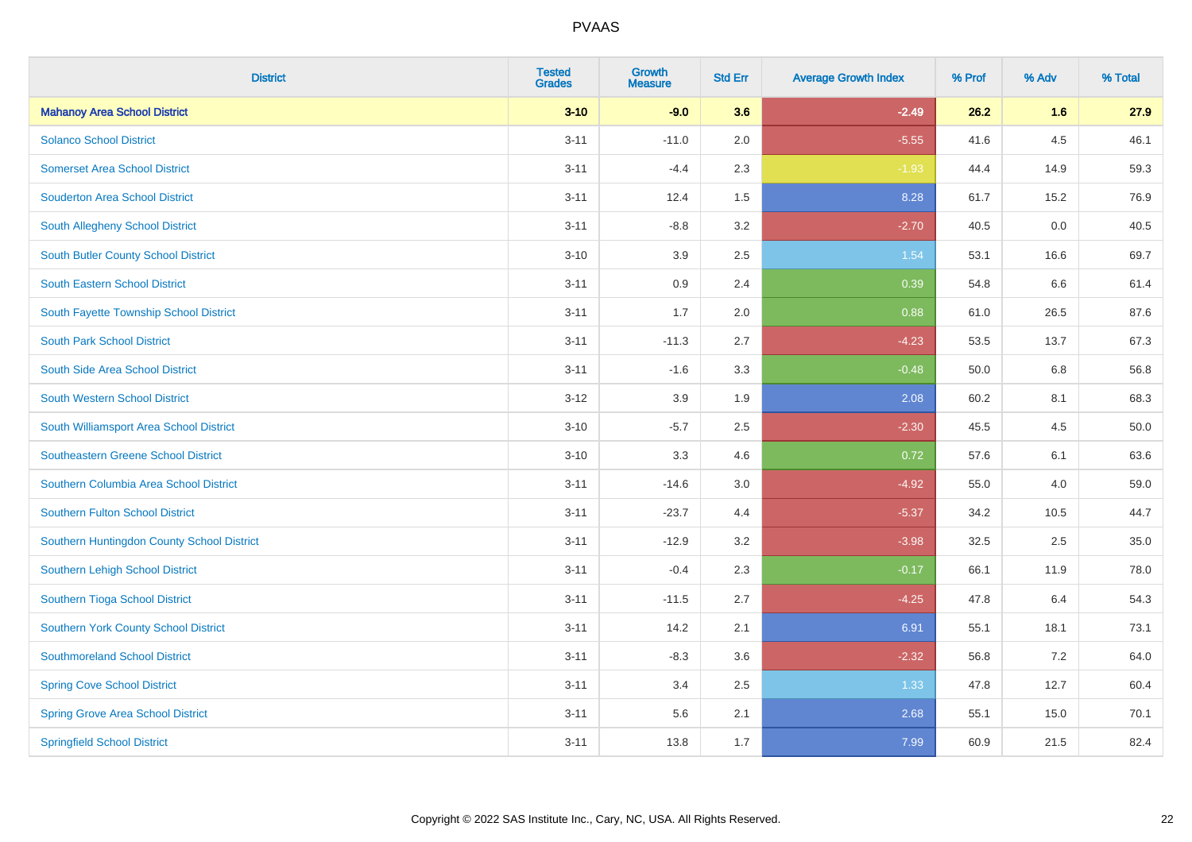| District | Tested Grades | Growth Measure | Std Err | Average Growth Index | % Prof | % Adv | % Total |
|---|---|---|---|---|---|---|---|
| **Mahanoy Area School District** | **3-10** | **-9.0** | **3.6** | **-2.49** | **26.2** | **1.6** | **27.9** |
| Solanco School District | 3-11 | -11.0 | 2.0 | -5.55 | 41.6 | 4.5 | 46.1 |
| Somerset Area School District | 3-11 | -4.4 | 2.3 | -1.93 | 44.4 | 14.9 | 59.3 |
| Souderton Area School District | 3-11 | 12.4 | 1.5 | 8.28 | 61.7 | 15.2 | 76.9 |
| South Allegheny School District | 3-11 | -8.8 | 3.2 | -2.70 | 40.5 | 0.0 | 40.5 |
| South Butler County School District | 3-10 | 3.9 | 2.5 | 1.54 | 53.1 | 16.6 | 69.7 |
| South Eastern School District | 3-11 | 0.9 | 2.4 | 0.39 | 54.8 | 6.6 | 61.4 |
| South Fayette Township School District | 3-11 | 1.7 | 2.0 | 0.88 | 61.0 | 26.5 | 87.6 |
| South Park School District | 3-11 | -11.3 | 2.7 | -4.23 | 53.5 | 13.7 | 67.3 |
| South Side Area School District | 3-11 | -1.6 | 3.3 | -0.48 | 50.0 | 6.8 | 56.8 |
| South Western School District | 3-12 | 3.9 | 1.9 | 2.08 | 60.2 | 8.1 | 68.3 |
| South Williamsport Area School District | 3-10 | -5.7 | 2.5 | -2.30 | 45.5 | 4.5 | 50.0 |
| Southeastern Greene School District | 3-10 | 3.3 | 4.6 | 0.72 | 57.6 | 6.1 | 63.6 |
| Southern Columbia Area School District | 3-11 | -14.6 | 3.0 | -4.92 | 55.0 | 4.0 | 59.0 |
| Southern Fulton School District | 3-11 | -23.7 | 4.4 | -5.37 | 34.2 | 10.5 | 44.7 |
| Southern Huntingdon County School District | 3-11 | -12.9 | 3.2 | -3.98 | 32.5 | 2.5 | 35.0 |
| Southern Lehigh School District | 3-11 | -0.4 | 2.3 | -0.17 | 66.1 | 11.9 | 78.0 |
| Southern Tioga School District | 3-11 | -11.5 | 2.7 | -4.25 | 47.8 | 6.4 | 54.3 |
| Southern York County School District | 3-11 | 14.2 | 2.1 | 6.91 | 55.1 | 18.1 | 73.1 |
| Southmoreland School District | 3-11 | -8.3 | 3.6 | -2.32 | 56.8 | 7.2 | 64.0 |
| Spring Cove School District | 3-11 | 3.4 | 2.5 | 1.33 | 47.8 | 12.7 | 60.4 |
| Spring Grove Area School District | 3-11 | 5.6 | 2.1 | 2.68 | 55.1 | 15.0 | 70.1 |
| Springfield School District | 3-11 | 13.8 | 1.7 | 7.99 | 60.9 | 21.5 | 82.4 |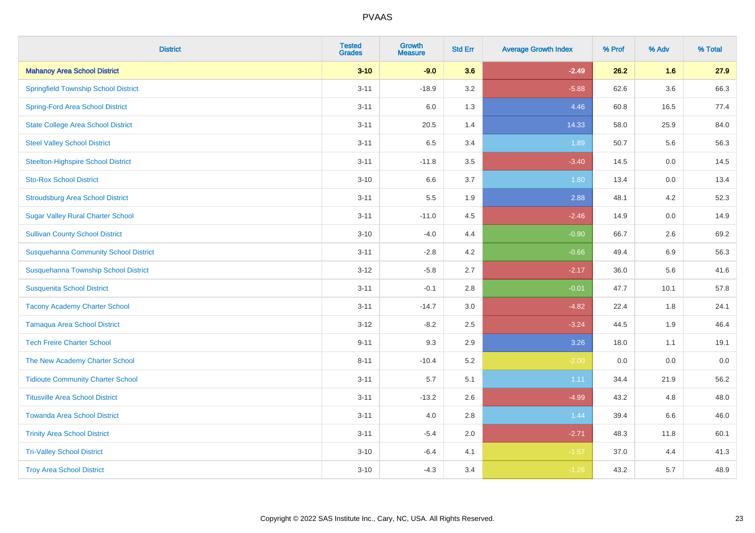# PVAAS

| District | Tested Grades | Growth Measure | Std Err | Average Growth Index | % Prof | % Adv | % Total |
|---|---|---|---|---|---|---|---|
| **Mahanoy Area School District** | **3-10** | **-9.0** | **3.6** | **-2.49** | **26.2** | **1.6** | **27.9** |
| Springfield Township School District | 3-11 | -18.9 | 3.2 | -5.88 | 62.6 | 3.6 | 66.3 |
| Spring-Ford Area School District | 3-11 | 6.0 | 1.3 | 4.46 | 60.8 | 16.5 | 77.4 |
| State College Area School District | 3-11 | 20.5 | 1.4 | 14.33 | 58.0 | 25.9 | 84.0 |
| Steel Valley School District | 3-11 | 6.5 | 3.4 | 1.89 | 50.7 | 5.6 | 56.3 |
| Steelton-Highspire School District | 3-11 | -11.8 | 3.5 | -3.40 | 14.5 | 0.0 | 14.5 |
| Sto-Rox School District | 3-10 | 6.6 | 3.7 | 1.80 | 13.4 | 0.0 | 13.4 |
| Stroudsburg Area School District | 3-11 | 5.5 | 1.9 | 2.88 | 48.1 | 4.2 | 52.3 |
| Sugar Valley Rural Charter School | 3-11 | -11.0 | 4.5 | -2.46 | 14.9 | 0.0 | 14.9 |
| Sullivan County School District | 3-10 | -4.0 | 4.4 | -0.90 | 66.7 | 2.6 | 69.2 |
| Susquehanna Community School District | 3-11 | -2.8 | 4.2 | -0.66 | 49.4 | 6.9 | 56.3 |
| Susquehanna Township School District | 3-12 | -5.8 | 2.7 | -2.17 | 36.0 | 5.6 | 41.6 |
| Susquenita School District | 3-11 | -0.1 | 2.8 | -0.01 | 47.7 | 10.1 | 57.8 |
| Tacony Academy Charter School | 3-11 | -14.7 | 3.0 | -4.82 | 22.4 | 1.8 | 24.1 |
| Tamaqua Area School District | 3-12 | -8.2 | 2.5 | -3.24 | 44.5 | 1.9 | 46.4 |
| Tech Freire Charter School | 9-11 | 9.3 | 2.9 | 3.26 | 18.0 | 1.1 | 19.1 |
| The New Academy Charter School | 8-11 | -10.4 | 5.2 | -2.00 | 0.0 | 0.0 | 0.0 |
| Tidioute Community Charter School | 3-11 | 5.7 | 5.1 | 1.11 | 34.4 | 21.9 | 56.2 |
| Titusville Area School District | 3-11 | -13.2 | 2.6 | -4.99 | 43.2 | 4.8 | 48.0 |
| Towanda Area School District | 3-11 | 4.0 | 2.8 | 1.44 | 39.4 | 6.6 | 46.0 |
| Trinity Area School District | 3-11 | -5.4 | 2.0 | -2.71 | 48.3 | 11.8 | 60.1 |
| Tri-Valley School District | 3-10 | -6.4 | 4.1 | -1.57 | 37.0 | 4.4 | 41.3 |
| Troy Area School District | 3-10 | -4.3 | 3.4 | -1.26 | 43.2 | 5.7 | 48.9 |

Copyright © 2022 SAS Institute Inc., Cary, NC, USA. All Rights Reserved.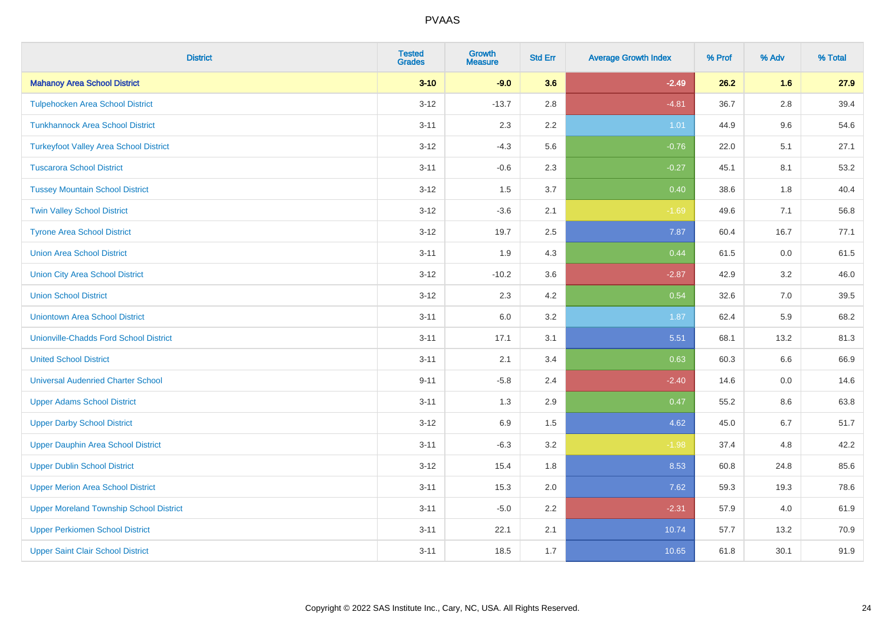| District | Tested Grades | Growth Measure | Std Err | Average Growth Index | % Prof | % Adv | % Total |
|---|---|---|---|---|---|---|---|
| **Mahanoy Area School District** | **3-10** | **-9.0** | **3.6** | **-2.49** | **26.2** | **1.6** | **27.9** |
| Tulpehocken Area School District | 3-12 | -13.7 | 2.8 | -4.81 | 36.7 | 2.8 | 39.4 |
| Tunkhannock Area School District | 3-11 | 2.3 | 2.2 | 1.01 | 44.9 | 9.6 | 54.6 |
| Turkeyfoot Valley Area School District | 3-12 | -4.3 | 5.6 | -0.76 | 22.0 | 5.1 | 27.1 |
| Tuscarora School District | 3-11 | -0.6 | 2.3 | -0.27 | 45.1 | 8.1 | 53.2 |
| Tussey Mountain School District | 3-12 | 1.5 | 3.7 | 0.40 | 38.6 | 1.8 | 40.4 |
| Twin Valley School District | 3-12 | -3.6 | 2.1 | -1.69 | 49.6 | 7.1 | 56.8 |
| Tyrone Area School District | 3-12 | 19.7 | 2.5 | 7.87 | 60.4 | 16.7 | 77.1 |
| Union Area School District | 3-11 | 1.9 | 4.3 | 0.44 | 61.5 | 0.0 | 61.5 |
| Union City Area School District | 3-12 | -10.2 | 3.6 | -2.87 | 42.9 | 3.2 | 46.0 |
| Union School District | 3-12 | 2.3 | 4.2 | 0.54 | 32.6 | 7.0 | 39.5 |
| Uniontown Area School District | 3-11 | 6.0 | 3.2 | 1.87 | 62.4 | 5.9 | 68.2 |
| Unionville-Chadds Ford School District | 3-11 | 17.1 | 3.1 | 5.51 | 68.1 | 13.2 | 81.3 |
| United School District | 3-11 | 2.1 | 3.4 | 0.63 | 60.3 | 6.6 | 66.9 |
| Universal Audenried Charter School | 9-11 | -5.8 | 2.4 | -2.40 | 14.6 | 0.0 | 14.6 |
| Upper Adams School District | 3-11 | 1.3 | 2.9 | 0.47 | 55.2 | 8.6 | 63.8 |
| Upper Darby School District | 3-12 | 6.9 | 1.5 | 4.62 | 45.0 | 6.7 | 51.7 |
| Upper Dauphin Area School District | 3-11 | -6.3 | 3.2 | -1.98 | 37.4 | 4.8 | 42.2 |
| Upper Dublin School District | 3-12 | 15.4 | 1.8 | 8.53 | 60.8 | 24.8 | 85.6 |
| Upper Merion Area School District | 3-11 | 15.3 | 2.0 | 7.62 | 59.3 | 19.3 | 78.6 |
| Upper Moreland Township School District | 3-11 | -5.0 | 2.2 | -2.31 | 57.9 | 4.0 | 61.9 |
| Upper Perkiomen School District | 3-11 | 22.1 | 2.1 | 10.74 | 57.7 | 13.2 | 70.9 |
| Upper Saint Clair School District | 3-11 | 18.5 | 1.7 | 10.65 | 61.8 | 30.1 | 91.9 |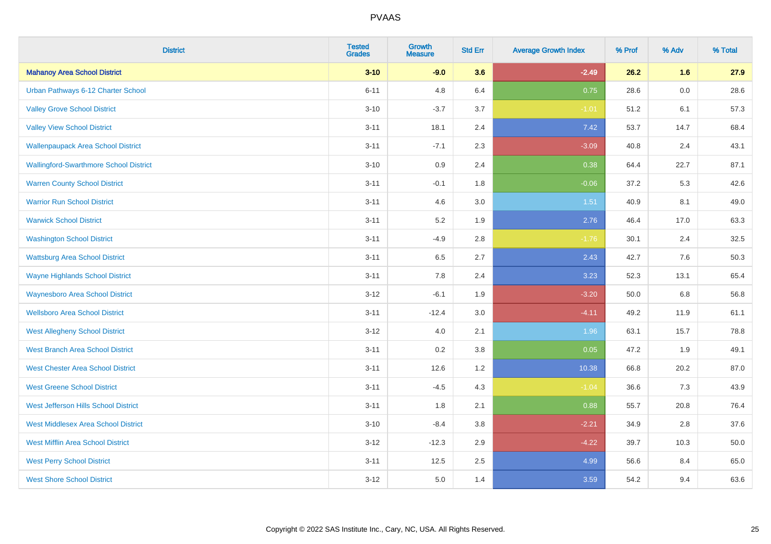| District | Tested Grades | Growth Measure | Std Err | Average Growth Index | % Prof | % Adv | % Total |
|---|---|---|---|---|---|---|---|
| **Mahanoy Area School District** | **3-10** | **-9.0** | **3.6** | **-2.49** | **26.2** | **1.6** | **27.9** |
| Urban Pathways 6-12 Charter School | 6-11 | 4.8 | 6.4 | 0.75 | 28.6 | 0.0 | 28.6 |
| Valley Grove School District | 3-10 | -3.7 | 3.7 | -1.01 | 51.2 | 6.1 | 57.3 |
| Valley View School District | 3-11 | 18.1 | 2.4 | 7.42 | 53.7 | 14.7 | 68.4 |
| Wallenpaupack Area School District | 3-11 | -7.1 | 2.3 | -3.09 | 40.8 | 2.4 | 43.1 |
| Wallingford-Swarthmore School District | 3-10 | 0.9 | 2.4 | 0.38 | 64.4 | 22.7 | 87.1 |
| Warren County School District | 3-11 | -0.1 | 1.8 | -0.06 | 37.2 | 5.3 | 42.6 |
| Warrior Run School District | 3-11 | 4.6 | 3.0 | 1.51 | 40.9 | 8.1 | 49.0 |
| Warwick School District | 3-11 | 5.2 | 1.9 | 2.76 | 46.4 | 17.0 | 63.3 |
| Washington School District | 3-11 | -4.9 | 2.8 | -1.76 | 30.1 | 2.4 | 32.5 |
| Wattsburg Area School District | 3-11 | 6.5 | 2.7 | 2.43 | 42.7 | 7.6 | 50.3 |
| Wayne Highlands School District | 3-11 | 7.8 | 2.4 | 3.23 | 52.3 | 13.1 | 65.4 |
| Waynesboro Area School District | 3-12 | -6.1 | 1.9 | -3.20 | 50.0 | 6.8 | 56.8 |
| Wellsboro Area School District | 3-11 | -12.4 | 3.0 | -4.11 | 49.2 | 11.9 | 61.1 |
| West Allegheny School District | 3-12 | 4.0 | 2.1 | 1.96 | 63.1 | 15.7 | 78.8 |
| West Branch Area School District | 3-11 | 0.2 | 3.8 | 0.05 | 47.2 | 1.9 | 49.1 |
| West Chester Area School District | 3-11 | 12.6 | 1.2 | 10.38 | 66.8 | 20.2 | 87.0 |
| West Greene School District | 3-11 | -4.5 | 4.3 | -1.04 | 36.6 | 7.3 | 43.9 |
| West Jefferson Hills School District | 3-11 | 1.8 | 2.1 | 0.88 | 55.7 | 20.8 | 76.4 |
| West Middlesex Area School District | 3-10 | -8.4 | 3.8 | -2.21 | 34.9 | 2.8 | 37.6 |
| West Mifflin Area School District | 3-12 | -12.3 | 2.9 | -4.22 | 39.7 | 10.3 | 50.0 |
| West Perry School District | 3-11 | 12.5 | 2.5 | 4.99 | 56.6 | 8.4 | 65.0 |
| West Shore School District | 3-12 | 5.0 | 1.4 | 3.59 | 54.2 | 9.4 | 63.6 |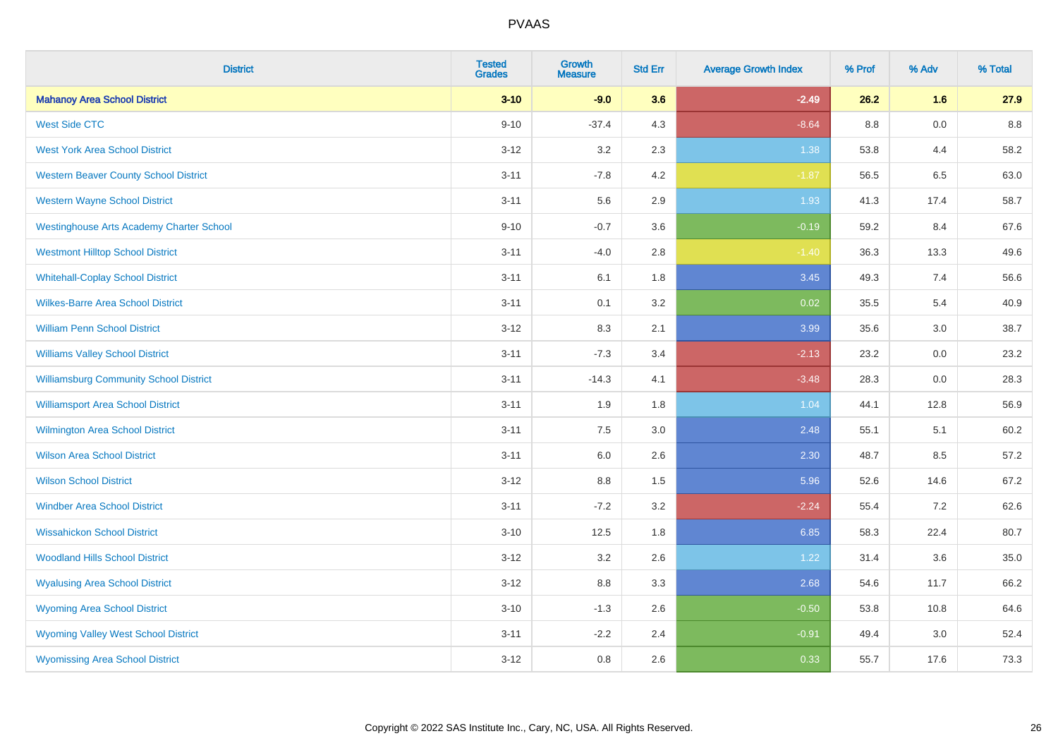| District | Tested Grades | Growth Measure | Std Err | Average Growth Index | % Prof | % Adv | % Total |
|---|---|---|---|---|---|---|---|
| **Mahanoy Area School District** | **3-10** | **-9.0** | **3.6** | **-2.49** | **26.2** | **1.6** | **27.9** |
| West Side CTC | 9-10 | -37.4 | 4.3 | -8.64 | 8.8 | 0.0 | 8.8 |
| West York Area School District | 3-12 | 3.2 | 2.3 | 1.38 | 53.8 | 4.4 | 58.2 |
| Western Beaver County School District | 3-11 | -7.8 | 4.2 | -1.87 | 56.5 | 6.5 | 63.0 |
| Western Wayne School District | 3-11 | 5.6 | 2.9 | 1.93 | 41.3 | 17.4 | 58.7 |
| Westinghouse Arts Academy Charter School | 9-10 | -0.7 | 3.6 | -0.19 | 59.2 | 8.4 | 67.6 |
| Westmont Hilltop School District | 3-11 | -4.0 | 2.8 | -1.40 | 36.3 | 13.3 | 49.6 |
| Whitehall-Coplay School District | 3-11 | 6.1 | 1.8 | 3.45 | 49.3 | 7.4 | 56.6 |
| Wilkes-Barre Area School District | 3-11 | 0.1 | 3.2 | 0.02 | 35.5 | 5.4 | 40.9 |
| William Penn School District | 3-12 | 8.3 | 2.1 | 3.99 | 35.6 | 3.0 | 38.7 |
| Williams Valley School District | 3-11 | -7.3 | 3.4 | -2.13 | 23.2 | 0.0 | 23.2 |
| Williamsburg Community School District | 3-11 | -14.3 | 4.1 | -3.48 | 28.3 | 0.0 | 28.3 |
| Williamsport Area School District | 3-11 | 1.9 | 1.8 | 1.04 | 44.1 | 12.8 | 56.9 |
| Wilmington Area School District | 3-11 | 7.5 | 3.0 | 2.48 | 55.1 | 5.1 | 60.2 |
| Wilson Area School District | 3-11 | 6.0 | 2.6 | 2.30 | 48.7 | 8.5 | 57.2 |
| Wilson School District | 3-12 | 8.8 | 1.5 | 5.96 | 52.6 | 14.6 | 67.2 |
| Windber Area School District | 3-11 | -7.2 | 3.2 | -2.24 | 55.4 | 7.2 | 62.6 |
| Wissahickon School District | 3-10 | 12.5 | 1.8 | 6.85 | 58.3 | 22.4 | 80.7 |
| Woodland Hills School District | 3-12 | 3.2 | 2.6 | 1.22 | 31.4 | 3.6 | 35.0 |
| Wyalusing Area School District | 3-12 | 8.8 | 3.3 | 2.68 | 54.6 | 11.7 | 66.2 |
| Wyoming Area School District | 3-10 | -1.3 | 2.6 | -0.50 | 53.8 | 10.8 | 64.6 |
| Wyoming Valley West School District | 3-11 | -2.2 | 2.4 | -0.91 | 49.4 | 3.0 | 52.4 |
| Wyomissing Area School District | 3-12 | 0.8 | 2.6 | 0.33 | 55.7 | 17.6 | 73.3 |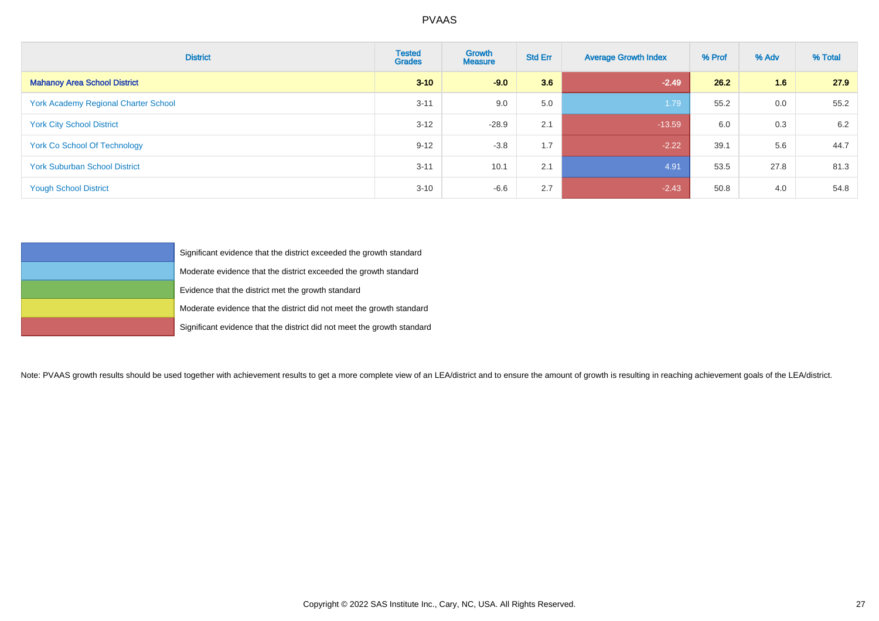PVAAS

| District | Tested Grades | Growth Measure | Std Err | Average Growth Index | % Prof | % Adv | % Total |
|---|---|---|---|---|---|---|---|
| **Mahanoy Area School District** | **3-10** | **-9.0** | **3.6** | **-2.49** | **26.2** | **1.6** | **27.9** |
| York Academy Regional Charter School | 3-11 | 9.0 | 5.0 | 1.79 | 55.2 | 0.0 | 55.2 |
| York City School District | 3-12 | -28.9 | 2.1 | -13.59 | 6.0 | 0.3 | 6.2 |
| York Co School Of Technology | 9-12 | -3.8 | 1.7 | -2.22 | 39.1 | 5.6 | 44.7 |
| York Suburban School District | 3-11 | 10.1 | 2.1 | 4.91 | 53.5 | 27.8 | 81.3 |
| Yough School District | 3-10 | -6.6 | 2.7 | -2.43 | 50.8 | 4.0 | 54.8 |

Significant evidence that the district exceeded the growth standard

Moderate evidence that the district exceeded the growth standard

Evidence that the district met the growth standard

Moderate evidence that the district did not meet the growth standard

Significant evidence that the district did not meet the growth standard

Note: PVAAS growth results should be used together with achievement results to get a more complete view of an LEA/district and to ensure the amount of growth is resulting in reaching achievement goals of the LEA/district.

Copyright © 2022 SAS Institute Inc., Cary, NC, USA. All Rights Reserved.